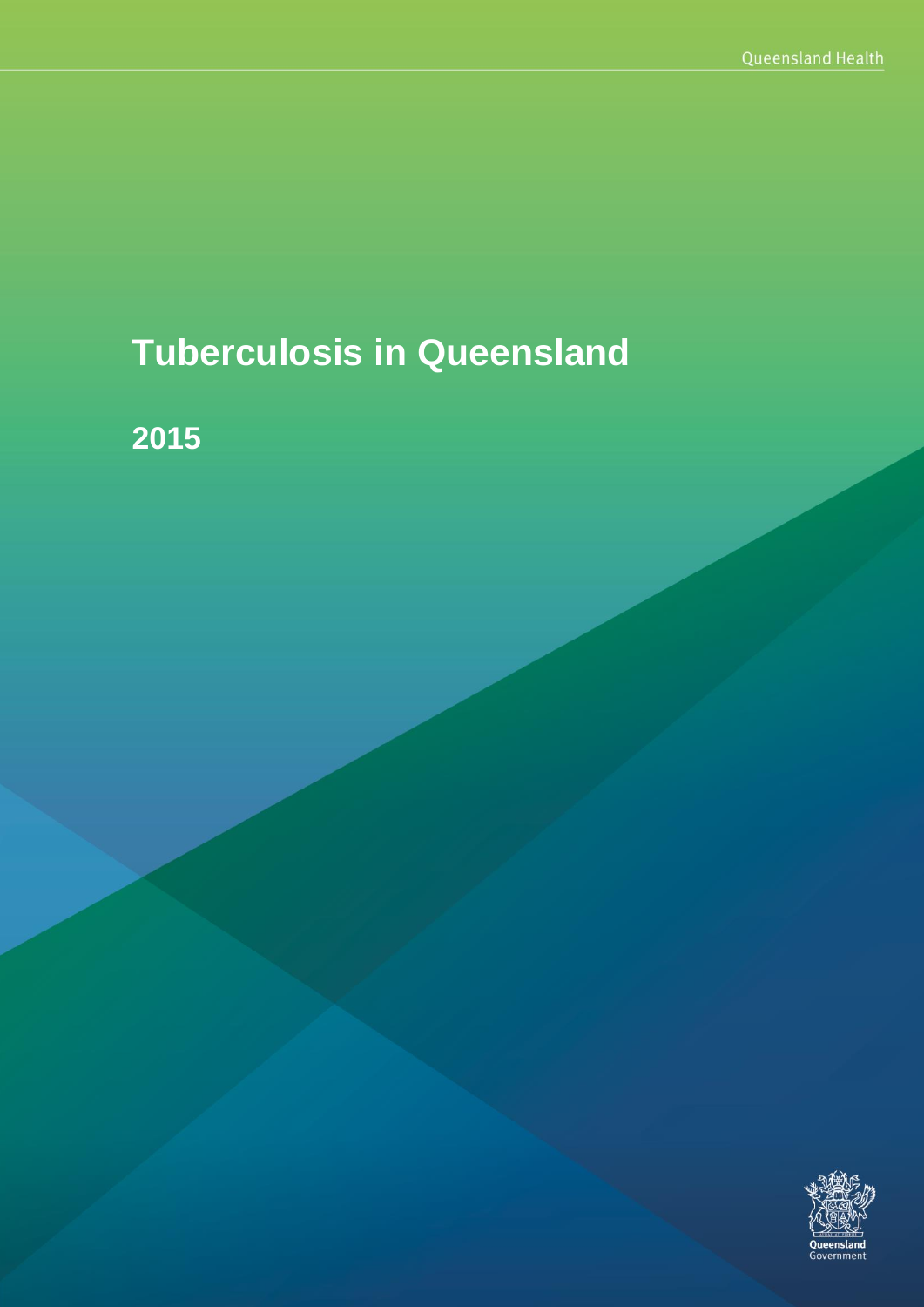# Tuberculosis in Queensland

## 2015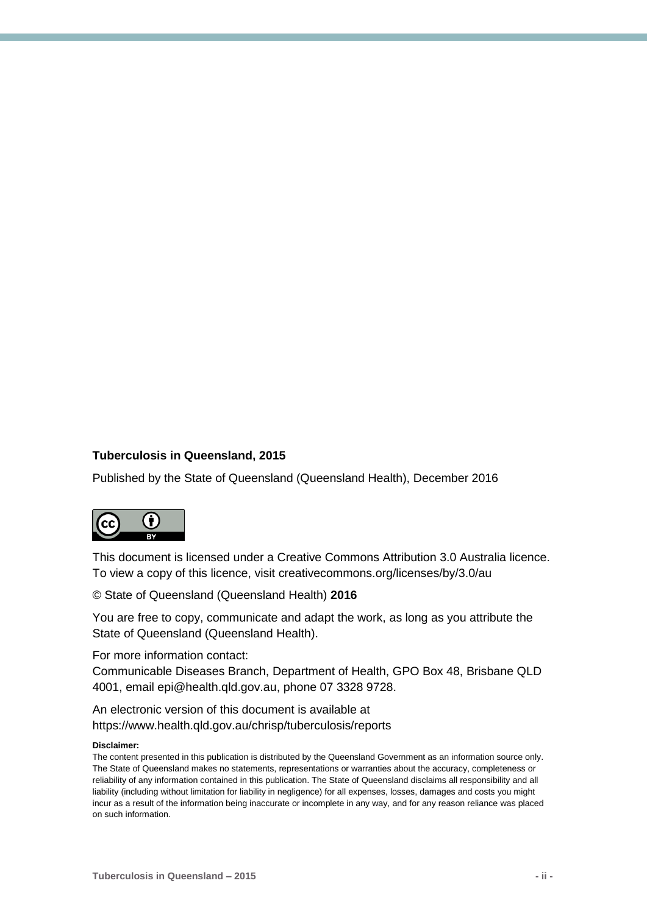**Tuberculosis in Queensland, 2015**

Published by the State of Queensland (Queensland Health), December 2016

This document is licensed under a Creative Commons Attribution 3.0 Australia licence. To view a copy of this licence, visit creativecommons.org/licenses/by/3.0/au

© State of Queensland (Queensland Health) **2016**

You are free to copy, communicate and adapt the work, as long as you attribute the State of Queensland (Queensland Health).

For more information contact:
Communicable Diseases Branch, Department of Health, GPO Box 48, Brisbane QLD 4001, email epi@health.qld.gov.au, phone 07 3328 9728.

An electronic version of this document is available at https://www.health.qld.gov.au/chrisp/tuberculosis/reports

**Disclaimer:**

The content presented in this publication is distributed by the Queensland Government as an information source only. The State of Queensland makes no statements, representations or warranties about the accuracy, completeness or reliability of any information contained in this publication. The State of Queensland disclaims all responsibility and all liability (including without limitation for liability in negligence) for all expenses, losses, damages and costs you might incur as a result of the information being inaccurate or incomplete in any way, and for any reason reliance was placed on such information.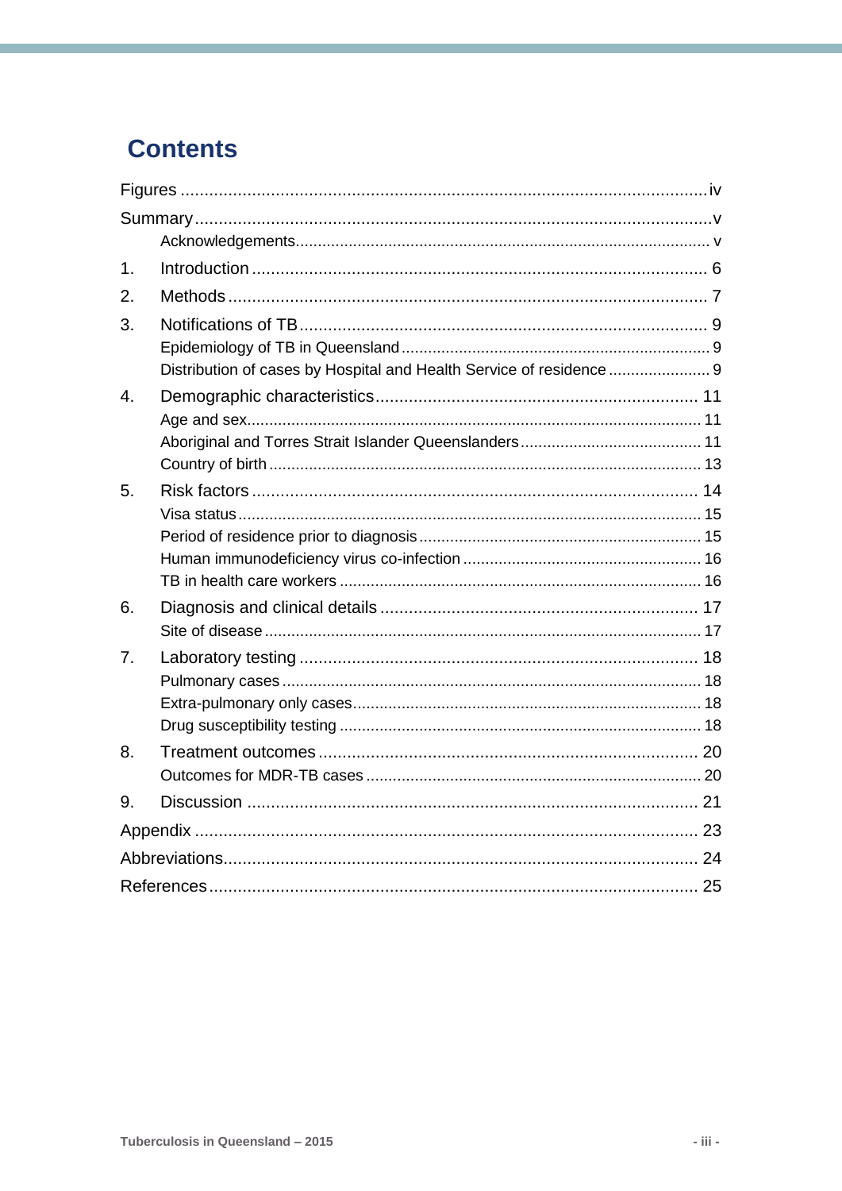# Contents

Figures ..... iv

Summary ..... v

- Acknowledgements ..... v

1. Introduction ..... 6
2. Methods ..... 7
3. Notifications of TB ..... 9
   - Epidemiology of TB in Queensland ..... 9
   - Distribution of cases by Hospital and Health Service of residence ..... 9
4. Demographic characteristics ..... 11
   - Age and sex ..... 11
   - Aboriginal and Torres Strait Islander Queenslanders ..... 11
   - Country of birth ..... 13
5. Risk factors ..... 14
   - Visa status ..... 15
   - Period of residence prior to diagnosis ..... 15
   - Human immunodeficiency virus co-infection ..... 16
   - TB in health care workers ..... 16
6. Diagnosis and clinical details ..... 17
   - Site of disease ..... 17
7. Laboratory testing ..... 18
   - Pulmonary cases ..... 18
   - Extra-pulmonary only cases ..... 18
   - Drug susceptibility testing ..... 18
8. Treatment outcomes ..... 20
   - Outcomes for MDR-TB cases ..... 20
9. Discussion ..... 21

Appendix ..... 23

Abbreviations ..... 24

References ..... 25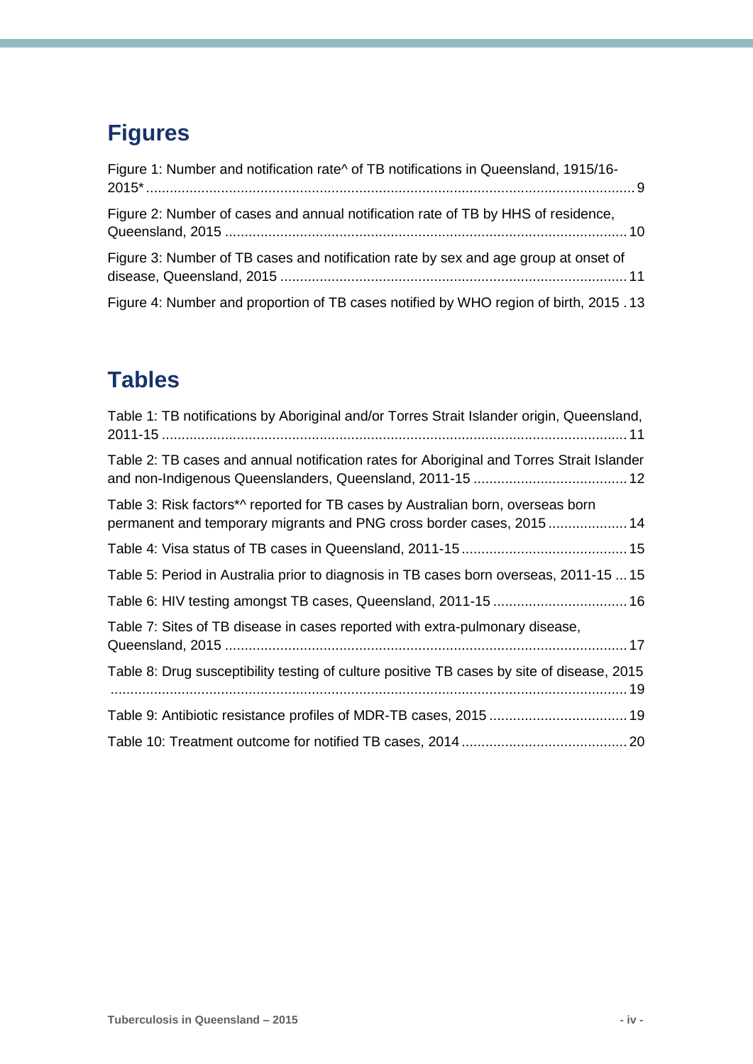# Figures

Figure 1: Number and notification rate^ of TB notifications in Queensland, 1915/16-2015* ............................................................................................................................ 9

Figure 2: Number of cases and annual notification rate of TB by HHS of residence, Queensland, 2015 ...................................................................................................... 10

Figure 3: Number of TB cases and notification rate by sex and age group at onset of disease, Queensland, 2015 ....................................................................................... 11

Figure 4: Number and proportion of TB cases notified by WHO region of birth, 2015 . 13

# Tables

Table 1: TB notifications by Aboriginal and/or Torres Strait Islander origin, Queensland, 2011-15 ..................................................................................................................... 11

Table 2: TB cases and annual notification rates for Aboriginal and Torres Strait Islander and non-Indigenous Queenslanders, Queensland, 2011-15 ....................................... 12

Table 3: Risk factors*^ reported for TB cases by Australian born, overseas born permanent and temporary migrants and PNG cross border cases, 2015 .................... 14

Table 4: Visa status of TB cases in Queensland, 2011-15 .......................................... 15

Table 5: Period in Australia prior to diagnosis in TB cases born overseas, 2011-15 ... 15

Table 6: HIV testing amongst TB cases, Queensland, 2011-15 .................................. 16

Table 7: Sites of TB disease in cases reported with extra-pulmonary disease, Queensland, 2015 ...................................................................................................... 17

Table 8: Drug susceptibility testing of culture positive TB cases by site of disease, 2015 ................................................................................................................................... 19

Table 9: Antibiotic resistance profiles of MDR-TB cases, 2015 ................................... 19

Table 10: Treatment outcome for notified TB cases, 2014 .......................................... 20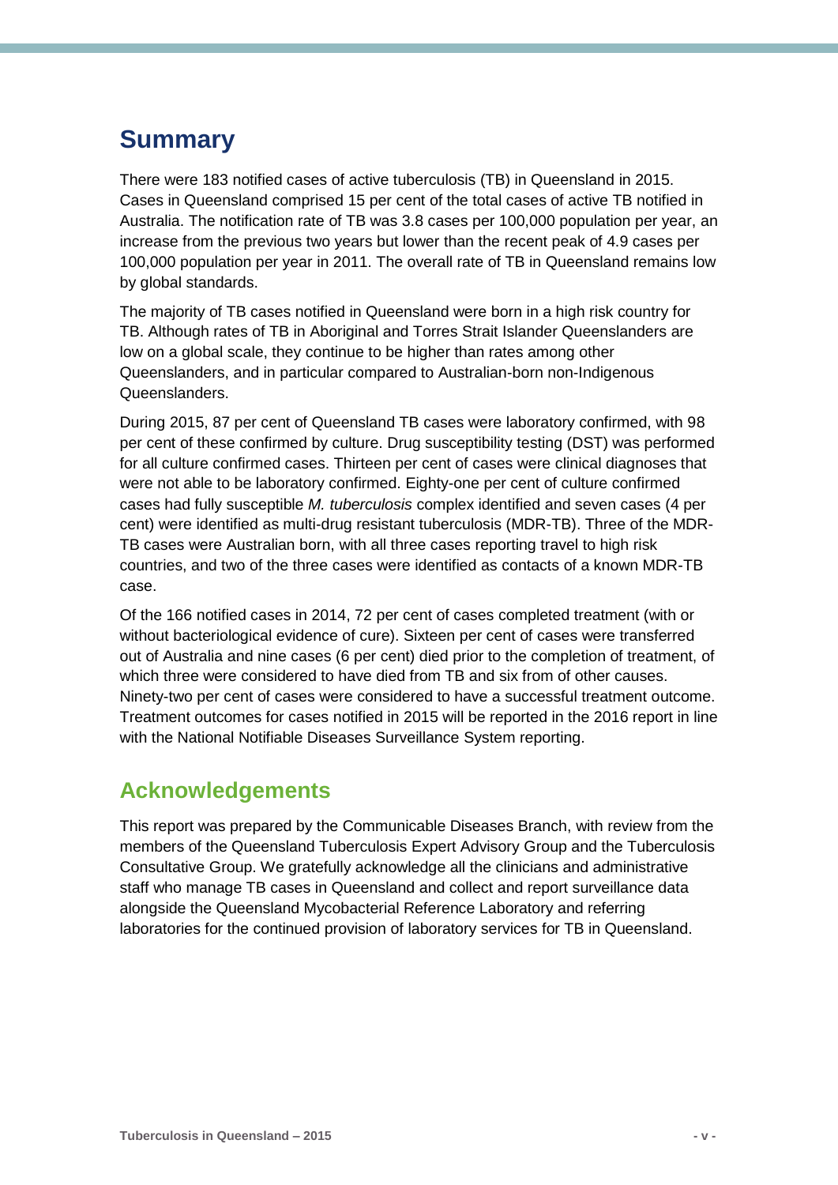# Summary

There were 183 notified cases of active tuberculosis (TB) in Queensland in 2015. Cases in Queensland comprised 15 per cent of the total cases of active TB notified in Australia. The notification rate of TB was 3.8 cases per 100,000 population per year, an increase from the previous two years but lower than the recent peak of 4.9 cases per 100,000 population per year in 2011. The overall rate of TB in Queensland remains low by global standards.

The majority of TB cases notified in Queensland were born in a high risk country for TB. Although rates of TB in Aboriginal and Torres Strait Islander Queenslanders are low on a global scale, they continue to be higher than rates among other Queenslanders, and in particular compared to Australian-born non-Indigenous Queenslanders.

During 2015, 87 per cent of Queensland TB cases were laboratory confirmed, with 98 per cent of these confirmed by culture. Drug susceptibility testing (DST) was performed for all culture confirmed cases. Thirteen per cent of cases were clinical diagnoses that were not able to be laboratory confirmed. Eighty-one per cent of culture confirmed cases had fully susceptible *M. tuberculosis* complex identified and seven cases (4 per cent) were identified as multi-drug resistant tuberculosis (MDR-TB). Three of the MDR-TB cases were Australian born, with all three cases reporting travel to high risk countries, and two of the three cases were identified as contacts of a known MDR-TB case.

Of the 166 notified cases in 2014, 72 per cent of cases completed treatment (with or without bacteriological evidence of cure). Sixteen per cent of cases were transferred out of Australia and nine cases (6 per cent) died prior to the completion of treatment, of which three were considered to have died from TB and six from of other causes. Ninety-two per cent of cases were considered to have a successful treatment outcome. Treatment outcomes for cases notified in 2015 will be reported in the 2016 report in line with the National Notifiable Diseases Surveillance System reporting.

## Acknowledgements

This report was prepared by the Communicable Diseases Branch, with review from the members of the Queensland Tuberculosis Expert Advisory Group and the Tuberculosis Consultative Group. We gratefully acknowledge all the clinicians and administrative staff who manage TB cases in Queensland and collect and report surveillance data alongside the Queensland Mycobacterial Reference Laboratory and referring laboratories for the continued provision of laboratory services for TB in Queensland.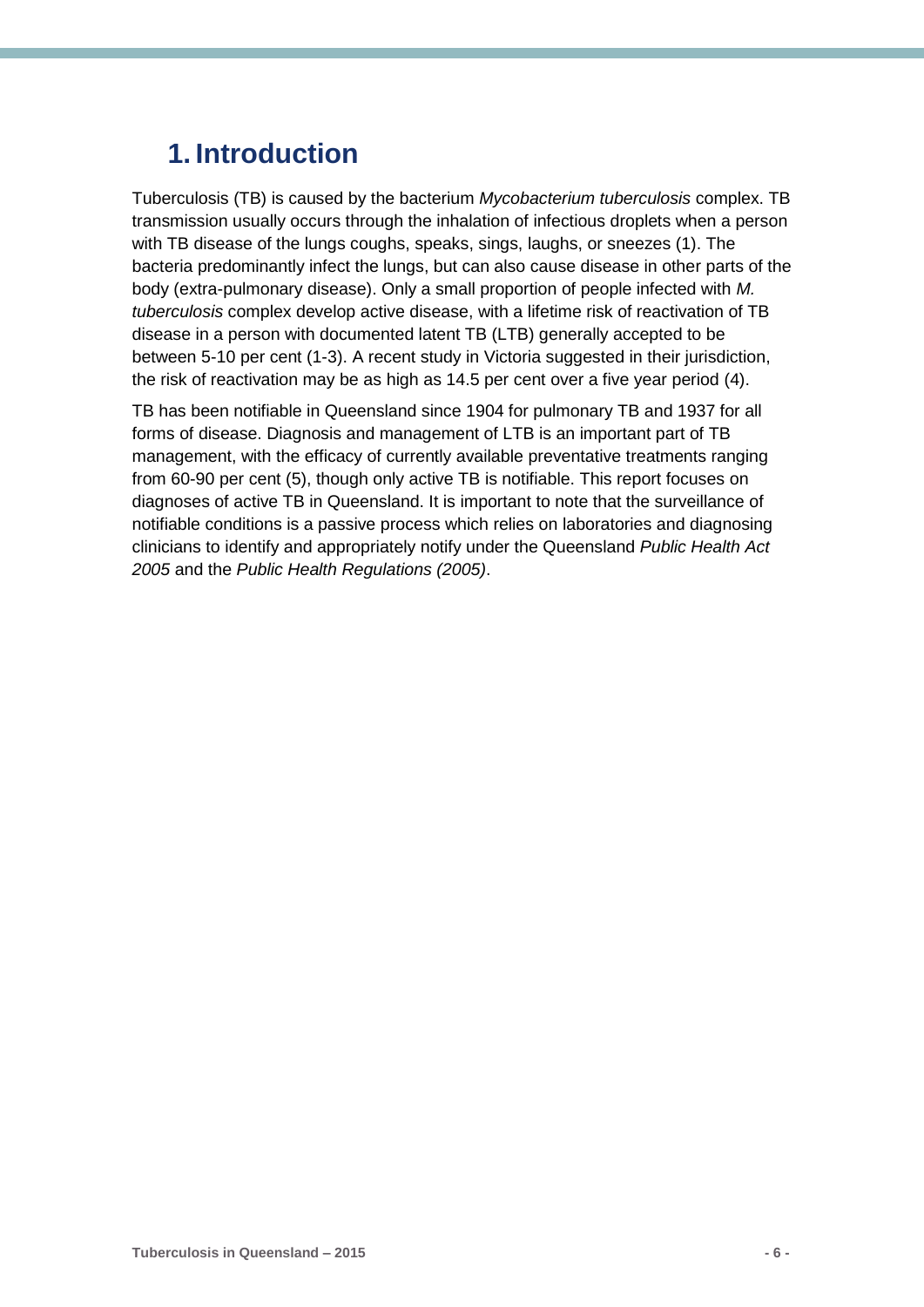# 1. Introduction

Tuberculosis (TB) is caused by the bacterium *Mycobacterium tuberculosis* complex. TB transmission usually occurs through the inhalation of infectious droplets when a person with TB disease of the lungs coughs, speaks, sings, laughs, or sneezes (1). The bacteria predominantly infect the lungs, but can also cause disease in other parts of the body (extra-pulmonary disease). Only a small proportion of people infected with *M. tuberculosis* complex develop active disease, with a lifetime risk of reactivation of TB disease in a person with documented latent TB (LTB) generally accepted to be between 5-10 per cent (1-3). A recent study in Victoria suggested in their jurisdiction, the risk of reactivation may be as high as 14.5 per cent over a five year period (4).

TB has been notifiable in Queensland since 1904 for pulmonary TB and 1937 for all forms of disease. Diagnosis and management of LTB is an important part of TB management, with the efficacy of currently available preventative treatments ranging from 60-90 per cent (5), though only active TB is notifiable. This report focuses on diagnoses of active TB in Queensland. It is important to note that the surveillance of notifiable conditions is a passive process which relies on laboratories and diagnosing clinicians to identify and appropriately notify under the Queensland *Public Health Act 2005* and the *Public Health Regulations (2005)*.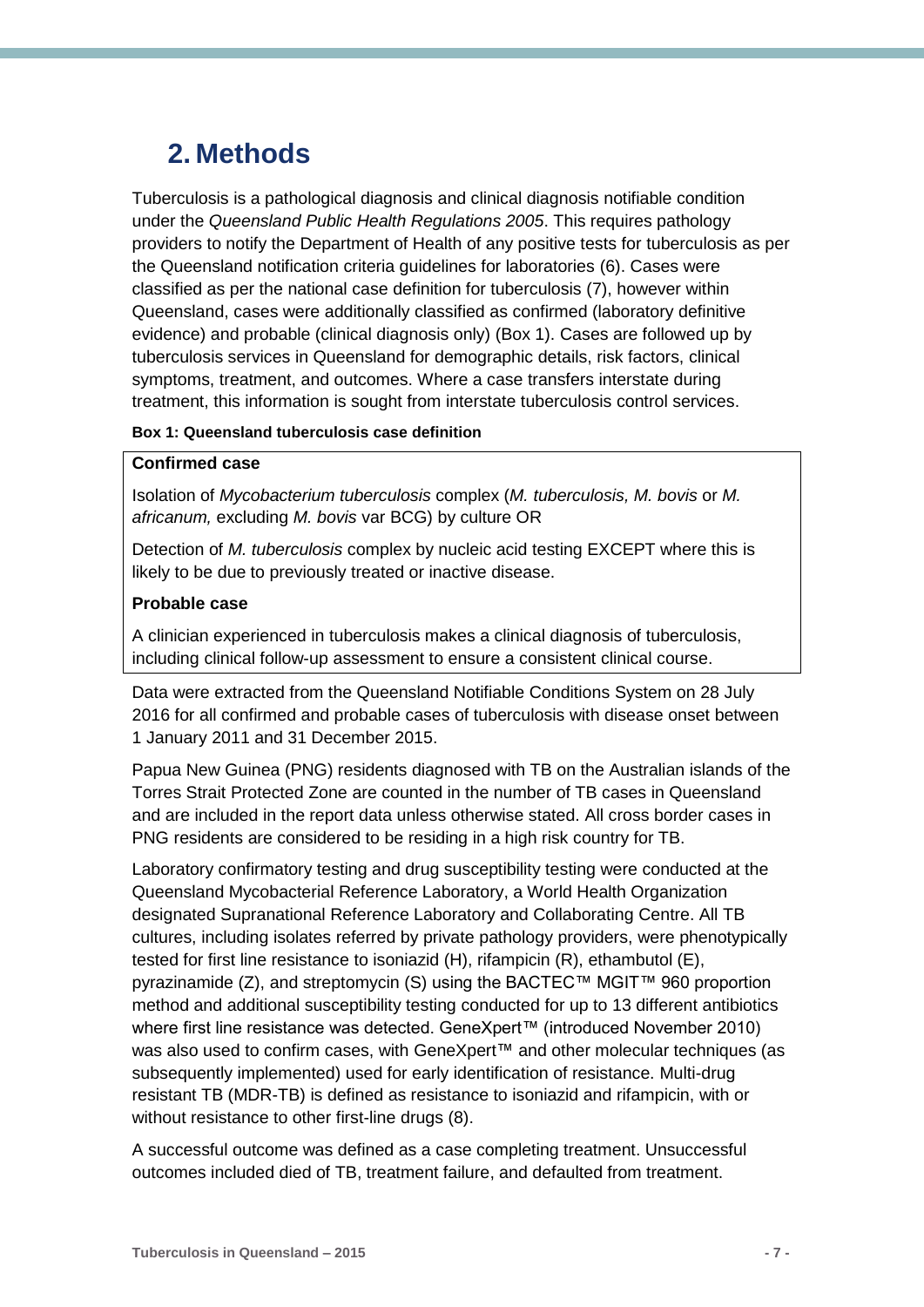# 2. Methods

Tuberculosis is a pathological diagnosis and clinical diagnosis notifiable condition under the *Queensland Public Health Regulations 2005*. This requires pathology providers to notify the Department of Health of any positive tests for tuberculosis as per the Queensland notification criteria guidelines for laboratories (6). Cases were classified as per the national case definition for tuberculosis (7), however within Queensland, cases were additionally classified as confirmed (laboratory definitive evidence) and probable (clinical diagnosis only) (Box 1). Cases are followed up by tuberculosis services in Queensland for demographic details, risk factors, clinical symptoms, treatment, and outcomes. Where a case transfers interstate during treatment, this information is sought from interstate tuberculosis control services.

**Box 1: Queensland tuberculosis case definition**

**Confirmed case**

Isolation of *Mycobacterium tuberculosis* complex (*M. tuberculosis, M. bovis* or *M. africanum,* excluding *M. bovis* var BCG) by culture OR

Detection of *M. tuberculosis* complex by nucleic acid testing EXCEPT where this is likely to be due to previously treated or inactive disease.

**Probable case**

A clinician experienced in tuberculosis makes a clinical diagnosis of tuberculosis, including clinical follow-up assessment to ensure a consistent clinical course.

Data were extracted from the Queensland Notifiable Conditions System on 28 July 2016 for all confirmed and probable cases of tuberculosis with disease onset between 1 January 2011 and 31 December 2015.

Papua New Guinea (PNG) residents diagnosed with TB on the Australian islands of the Torres Strait Protected Zone are counted in the number of TB cases in Queensland and are included in the report data unless otherwise stated. All cross border cases in PNG residents are considered to be residing in a high risk country for TB.

Laboratory confirmatory testing and drug susceptibility testing were conducted at the Queensland Mycobacterial Reference Laboratory, a World Health Organization designated Supranational Reference Laboratory and Collaborating Centre. All TB cultures, including isolates referred by private pathology providers, were phenotypically tested for first line resistance to isoniazid (H), rifampicin (R), ethambutol (E), pyrazinamide (Z), and streptomycin (S) using the BACTEC™ MGIT™ 960 proportion method and additional susceptibility testing conducted for up to 13 different antibiotics where first line resistance was detected. GeneXpert™ (introduced November 2010) was also used to confirm cases, with GeneXpert™ and other molecular techniques (as subsequently implemented) used for early identification of resistance. Multi-drug resistant TB (MDR-TB) is defined as resistance to isoniazid and rifampicin, with or without resistance to other first-line drugs (8).

A successful outcome was defined as a case completing treatment. Unsuccessful outcomes included died of TB, treatment failure, and defaulted from treatment.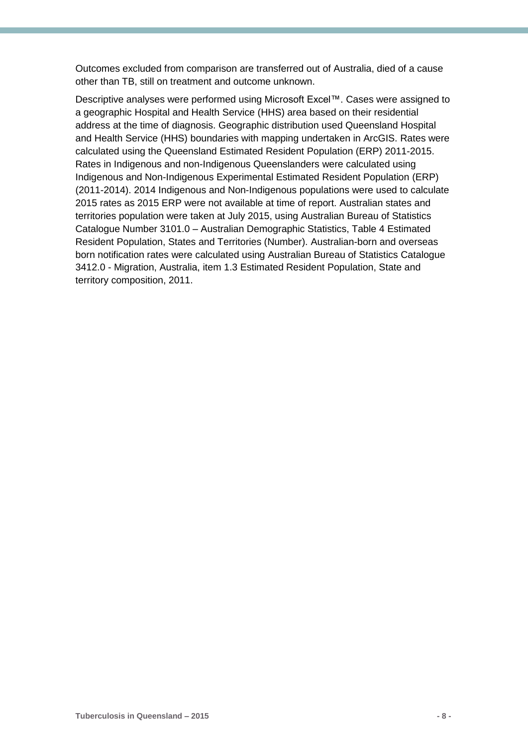Outcomes excluded from comparison are transferred out of Australia, died of a cause other than TB, still on treatment and outcome unknown.

Descriptive analyses were performed using Microsoft Excel™. Cases were assigned to a geographic Hospital and Health Service (HHS) area based on their residential address at the time of diagnosis. Geographic distribution used Queensland Hospital and Health Service (HHS) boundaries with mapping undertaken in ArcGIS. Rates were calculated using the Queensland Estimated Resident Population (ERP) 2011-2015. Rates in Indigenous and non-Indigenous Queenslanders were calculated using Indigenous and Non-Indigenous Experimental Estimated Resident Population (ERP) (2011-2014). 2014 Indigenous and Non-Indigenous populations were used to calculate 2015 rates as 2015 ERP were not available at time of report. Australian states and territories population were taken at July 2015, using Australian Bureau of Statistics Catalogue Number 3101.0 – Australian Demographic Statistics, Table 4 Estimated Resident Population, States and Territories (Number). Australian-born and overseas born notification rates were calculated using Australian Bureau of Statistics Catalogue 3412.0 - Migration, Australia, item 1.3 Estimated Resident Population, State and territory composition, 2011.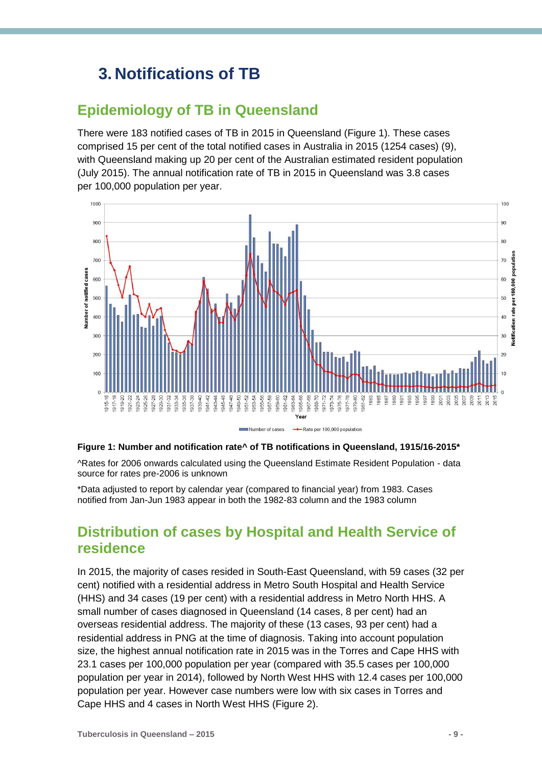# 3. Notifications of TB

## Epidemiology of TB in Queensland

There were 183 notified cases of TB in 2015 in Queensland (Figure 1). These cases comprised 15 per cent of the total notified cases in Australia in 2015 (1254 cases) (9), with Queensland making up 20 per cent of the Australian estimated resident population (July 2015). The annual notification rate of TB in 2015 in Queensland was 3.8 cases per 100,000 population per year.

**Figure 1: Number and notification rate^ of TB notifications in Queensland, 1915/16-2015***

^Rates for 2006 onwards calculated using the Queensland Estimate Resident Population - data source for rates pre-2006 is unknown

*Data adjusted to report by calendar year (compared to financial year) from 1983. Cases notified from Jan-Jun 1983 appear in both the 1982-83 column and the 1983 column

## Distribution of cases by Hospital and Health Service of residence

In 2015, the majority of cases resided in South-East Queensland, with 59 cases (32 per cent) notified with a residential address in Metro South Hospital and Health Service (HHS) and 34 cases (19 per cent) with a residential address in Metro North HHS. A small number of cases diagnosed in Queensland (14 cases, 8 per cent) had an overseas residential address. The majority of these (13 cases, 93 per cent) had a residential address in PNG at the time of diagnosis. Taking into account population size, the highest annual notification rate in 2015 was in the Torres and Cape HHS with 23.1 cases per 100,000 population per year (compared with 35.5 cases per 100,000 population per year in 2014), followed by North West HHS with 12.4 cases per 100,000 population per year. However case numbers were low with six cases in Torres and Cape HHS and 4 cases in North West HHS (Figure 2).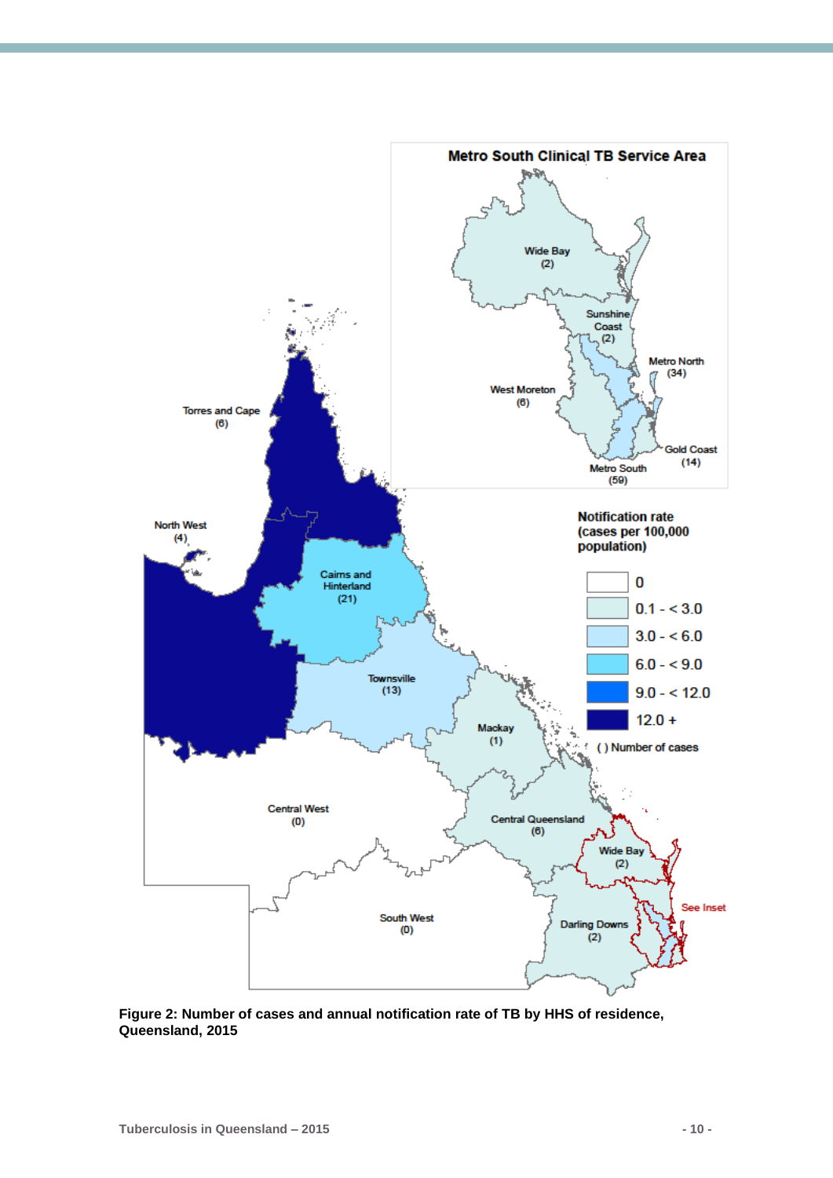Metro South Clinical TB Service Area

Wide Bay (2)

Sunshine Coast (2)

Metro North (34)

West Moreton (6)

Gold Coast (14)

Metro South (59)

Torres and Cape (6)

North West (4)

Cairns and Hinterland (21)

Townsville (13)

Mackay (1)

Central West (0)

Central Queensland (6)

Wide Bay (2)

See Inset

South West (0)

Darling Downs (2)

**Notification rate (cases per 100,000 population)**

- 0
- 0.1 - < 3.0
- 3.0 - < 6.0
- 6.0 - < 9.0
- 9.0 - < 12.0
- 12.0 +
- ( ) Number of cases

**Figure 2: Number of cases and annual notification rate of TB by HHS of residence, Queensland, 2015**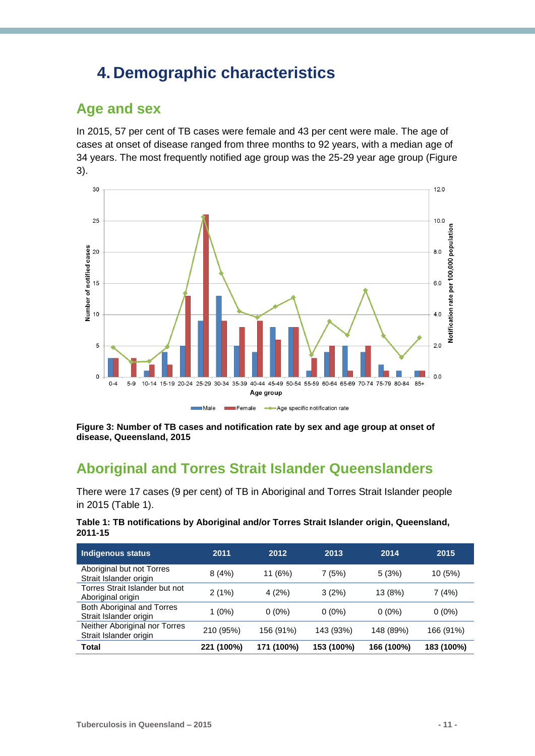# 4. Demographic characteristics

## Age and sex

In 2015, 57 per cent of TB cases were female and 43 per cent were male. The age of cases at onset of disease ranged from three months to 92 years, with a median age of 34 years. The most frequently notified age group was the 25-29 year age group (Figure 3).

**Figure 3: Number of TB cases and notification rate by sex and age group at onset of disease, Queensland, 2015**

## Aboriginal and Torres Strait Islander Queenslanders

There were 17 cases (9 per cent) of TB in Aboriginal and Torres Strait Islander people in 2015 (Table 1).

**Table 1: TB notifications by Aboriginal and/or Torres Strait Islander origin, Queensland, 2011-15**

| Indigenous status | 2011 | 2012 | 2013 | 2014 | 2015 |
|---|---|---|---|---|---|
| Aboriginal but not Torres Strait Islander origin | 8 (4%) | 11 (6%) | 7 (5%) | 5 (3%) | 10 (5%) |
| Torres Strait Islander but not Aboriginal origin | 2 (1%) | 4 (2%) | 3 (2%) | 13 (8%) | 7 (4%) |
| Both Aboriginal and Torres Strait Islander origin | 1 (0%) | 0 (0%) | 0 (0%) | 0 (0%) | 0 (0%) |
| Neither Aboriginal nor Torres Strait Islander origin | 210 (95%) | 156 (91%) | 143 (93%) | 148 (89%) | 166 (91%) |
| **Total** | **221 (100%)** | **171 (100%)** | **153 (100%)** | **166 (100%)** | **183 (100%)** |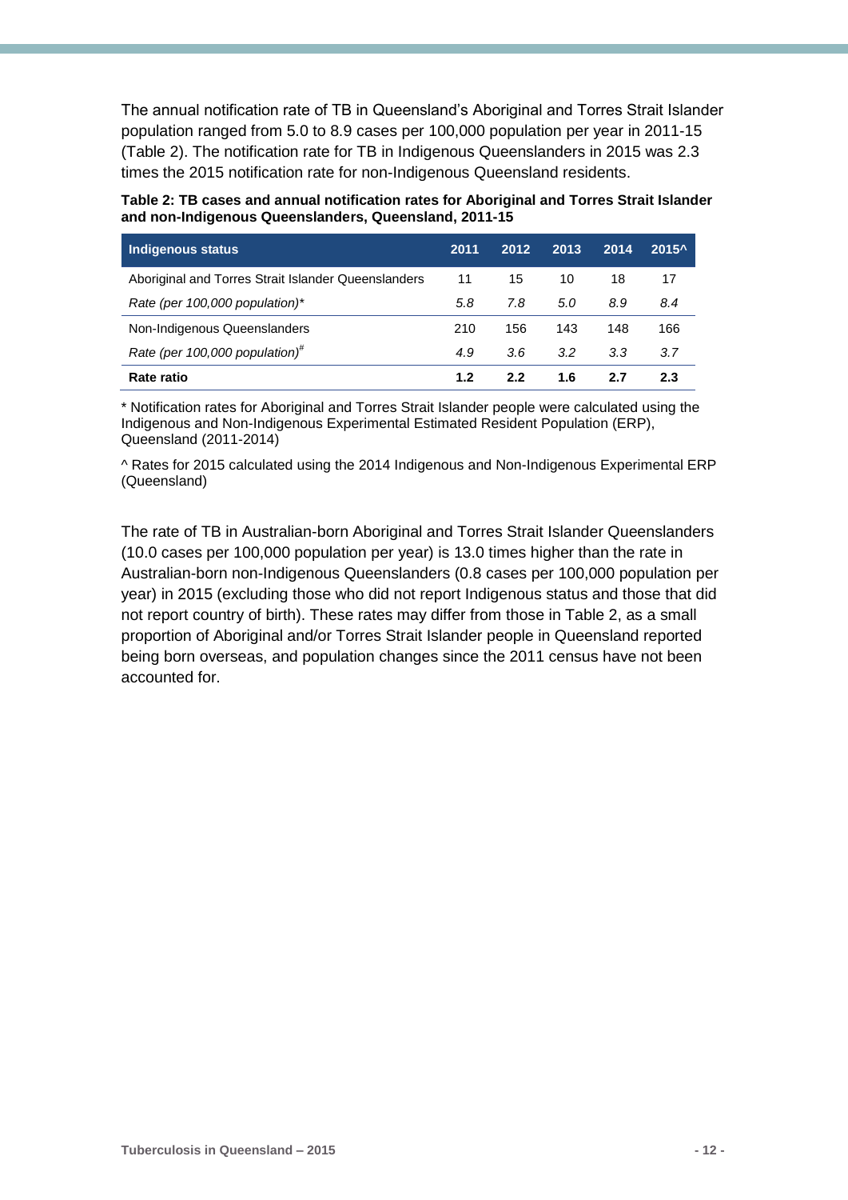The annual notification rate of TB in Queensland's Aboriginal and Torres Strait Islander population ranged from 5.0 to 8.9 cases per 100,000 population per year in 2011-15 (Table 2). The notification rate for TB in Indigenous Queenslanders in 2015 was 2.3 times the 2015 notification rate for non-Indigenous Queensland residents.

**Table 2: TB cases and annual notification rates for Aboriginal and Torres Strait Islander and non-Indigenous Queenslanders, Queensland, 2011-15**

| Indigenous status | 2011 | 2012 | 2013 | 2014 | 2015^ |
|---|---|---|---|---|---|
| Aboriginal and Torres Strait Islander Queenslanders | 11 | 15 | 10 | 18 | 17 |
| *Rate (per 100,000 population)** | *5.8* | *7.8* | *5.0* | *8.9* | *8.4* |
| Non-Indigenous Queenslanders | 210 | 156 | 143 | 148 | 166 |
| *Rate (per 100,000 population)*[#] | *4.9* | *3.6* | *3.2* | *3.3* | *3.7* |
| **Rate ratio** | **1.2** | **2.2** | **1.6** | **2.7** | **2.3** |

* Notification rates for Aboriginal and Torres Strait Islander people were calculated using the Indigenous and Non-Indigenous Experimental Estimated Resident Population (ERP), Queensland (2011-2014)

^ Rates for 2015 calculated using the 2014 Indigenous and Non-Indigenous Experimental ERP (Queensland)

The rate of TB in Australian-born Aboriginal and Torres Strait Islander Queenslanders (10.0 cases per 100,000 population per year) is 13.0 times higher than the rate in Australian-born non-Indigenous Queenslanders (0.8 cases per 100,000 population per year) in 2015 (excluding those who did not report Indigenous status and those that did not report country of birth). These rates may differ from those in Table 2, as a small proportion of Aboriginal and/or Torres Strait Islander people in Queensland reported being born overseas, and population changes since the 2011 census have not been accounted for.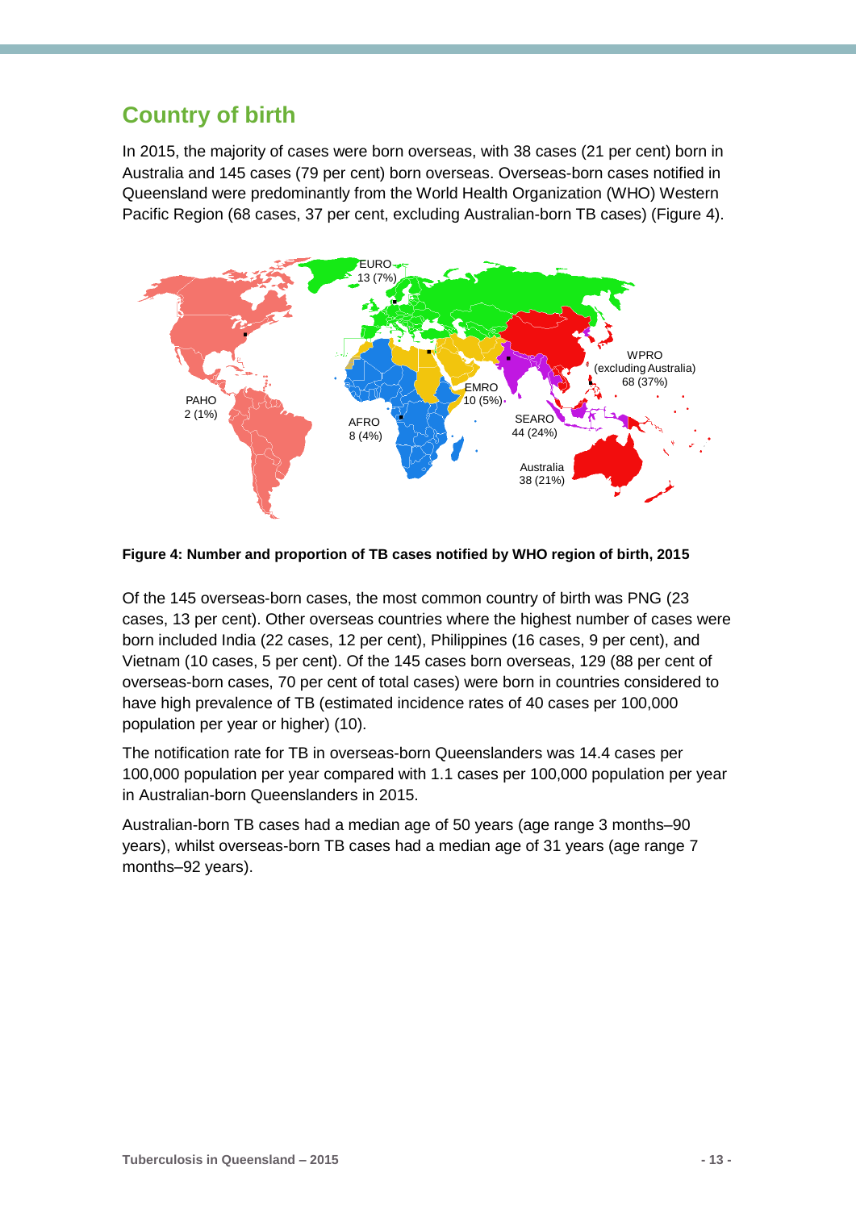## Country of birth

In 2015, the majority of cases were born overseas, with 38 cases (21 per cent) born in Australia and 145 cases (79 per cent) born overseas. Overseas-born cases notified in Queensland were predominantly from the World Health Organization (WHO) Western Pacific Region (68 cases, 37 per cent, excluding Australian-born TB cases) (Figure 4).

**Figure 4: Number and proportion of TB cases notified by WHO region of birth, 2015**

Of the 145 overseas-born cases, the most common country of birth was PNG (23 cases, 13 per cent). Other overseas countries where the highest number of cases were born included India (22 cases, 12 per cent), Philippines (16 cases, 9 per cent), and Vietnam (10 cases, 5 per cent). Of the 145 cases born overseas, 129 (88 per cent of overseas-born cases, 70 per cent of total cases) were born in countries considered to have high prevalence of TB (estimated incidence rates of 40 cases per 100,000 population per year or higher) (10).

The notification rate for TB in overseas-born Queenslanders was 14.4 cases per 100,000 population per year compared with 1.1 cases per 100,000 population per year in Australian-born Queenslanders in 2015.

Australian-born TB cases had a median age of 50 years (age range 3 months–90 years), whilst overseas-born TB cases had a median age of 31 years (age range 7 months–92 years).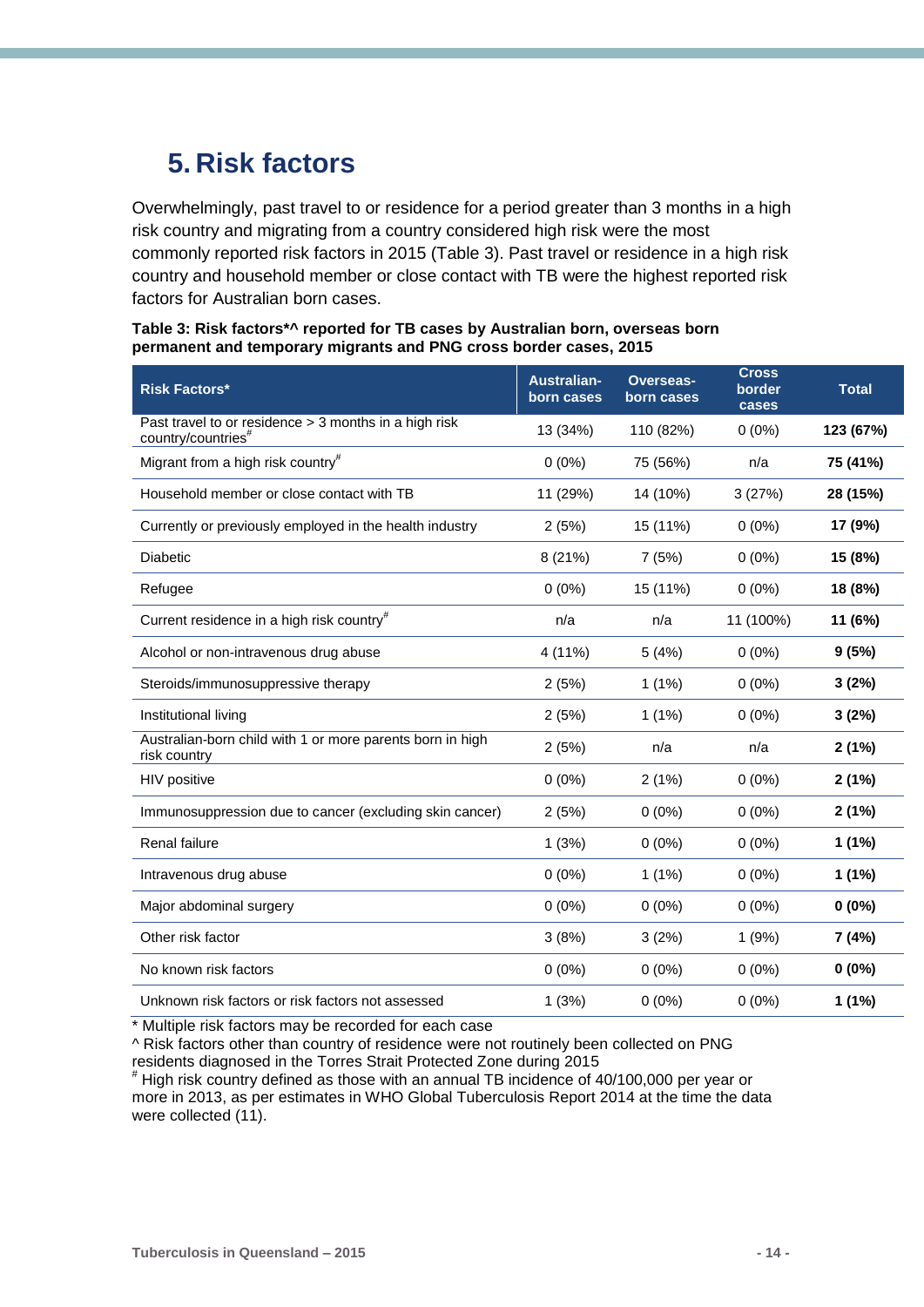# 5. Risk factors

Overwhelmingly, past travel to or residence for a period greater than 3 months in a high risk country and migrating from a country considered high risk were the most commonly reported risk factors in 2015 (Table 3). Past travel or residence in a high risk country and household member or close contact with TB were the highest reported risk factors for Australian born cases.

**Table 3: Risk factors*^ reported for TB cases by Australian born, overseas born permanent and temporary migrants and PNG cross border cases, 2015**

| Risk Factors* | Australian-born cases | Overseas-born cases | Cross border cases | Total |
|---|---|---|---|---|
| Past travel to or residence > 3 months in a high risk country/countries# | 13 (34%) | 110 (82%) | 0 (0%) | **123 (67%)** |
| Migrant from a high risk country# | 0 (0%) | 75 (56%) | n/a | **75 (41%)** |
| Household member or close contact with TB | 11 (29%) | 14 (10%) | 3 (27%) | **28 (15%)** |
| Currently or previously employed in the health industry | 2 (5%) | 15 (11%) | 0 (0%) | **17 (9%)** |
| Diabetic | 8 (21%) | 7 (5%) | 0 (0%) | **15 (8%)** |
| Refugee | 0 (0%) | 15 (11%) | 0 (0%) | **18 (8%)** |
| Current residence in a high risk country# | n/a | n/a | 11 (100%) | **11 (6%)** |
| Alcohol or non-intravenous drug abuse | 4 (11%) | 5 (4%) | 0 (0%) | **9 (5%)** |
| Steroids/immunosuppressive therapy | 2 (5%) | 1 (1%) | 0 (0%) | **3 (2%)** |
| Institutional living | 2 (5%) | 1 (1%) | 0 (0%) | **3 (2%)** |
| Australian-born child with 1 or more parents born in high risk country | 2 (5%) | n/a | n/a | **2 (1%)** |
| HIV positive | 0 (0%) | 2 (1%) | 0 (0%) | **2 (1%)** |
| Immunosuppression due to cancer (excluding skin cancer) | 2 (5%) | 0 (0%) | 0 (0%) | **2 (1%)** |
| Renal failure | 1 (3%) | 0 (0%) | 0 (0%) | **1 (1%)** |
| Intravenous drug abuse | 0 (0%) | 1 (1%) | 0 (0%) | **1 (1%)** |
| Major abdominal surgery | 0 (0%) | 0 (0%) | 0 (0%) | **0 (0%)** |
| Other risk factor | 3 (8%) | 3 (2%) | 1 (9%) | **7 (4%)** |
| No known risk factors | 0 (0%) | 0 (0%) | 0 (0%) | **0 (0%)** |
| Unknown risk factors or risk factors not assessed | 1 (3%) | 0 (0%) | 0 (0%) | **1 (1%)** |

\* Multiple risk factors may be recorded for each case

^ Risk factors other than country of residence were not routinely been collected on PNG residents diagnosed in the Torres Strait Protected Zone during 2015

# High risk country defined as those with an annual TB incidence of 40/100,000 per year or more in 2013, as per estimates in WHO Global Tuberculosis Report 2014 at the time the data were collected (11).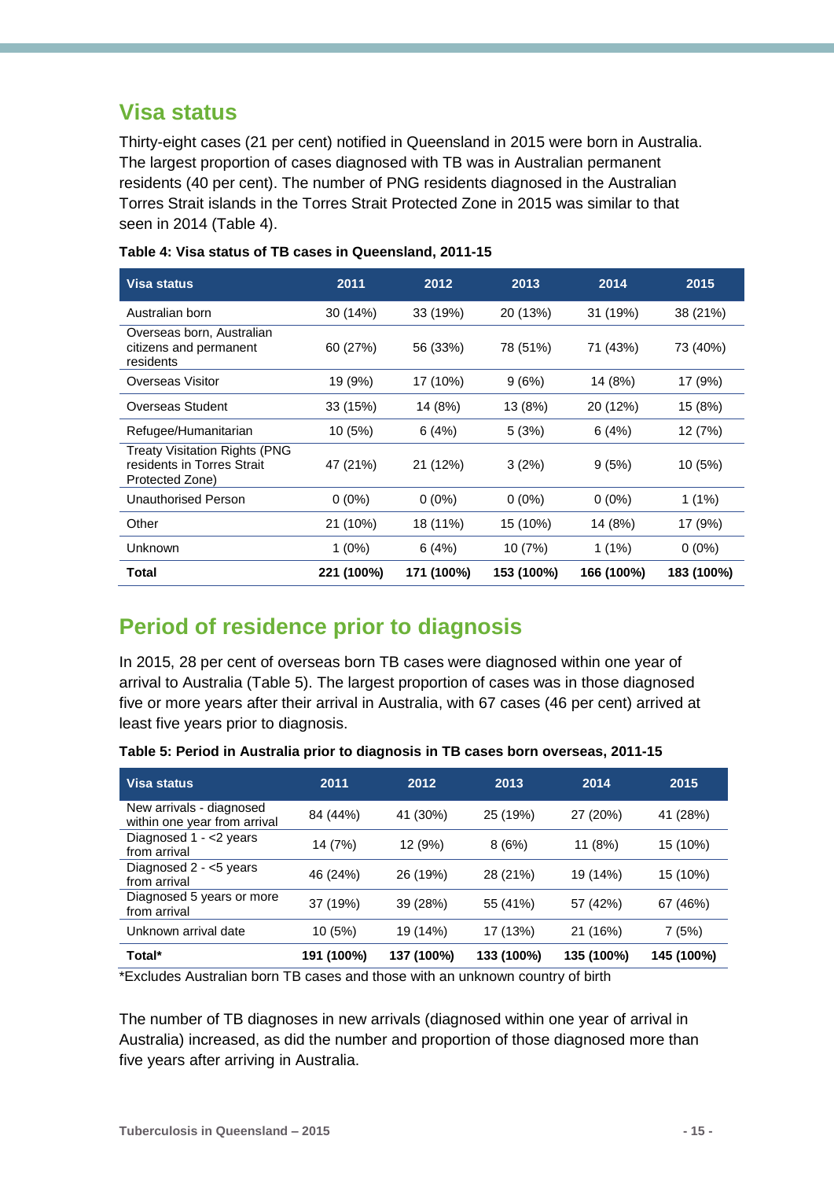## Visa status

Thirty-eight cases (21 per cent) notified in Queensland in 2015 were born in Australia. The largest proportion of cases diagnosed with TB was in Australian permanent residents (40 per cent). The number of PNG residents diagnosed in the Australian Torres Strait islands in the Torres Strait Protected Zone in 2015 was similar to that seen in 2014 (Table 4).

**Table 4: Visa status of TB cases in Queensland, 2011-15**

| Visa status | 2011 | 2012 | 2013 | 2014 | 2015 |
|---|---|---|---|---|---|
| Australian born | 30 (14%) | 33 (19%) | 20 (13%) | 31 (19%) | 38 (21%) |
| Overseas born, Australian citizens and permanent residents | 60 (27%) | 56 (33%) | 78 (51%) | 71 (43%) | 73 (40%) |
| Overseas Visitor | 19 (9%) | 17 (10%) | 9 (6%) | 14 (8%) | 17 (9%) |
| Overseas Student | 33 (15%) | 14 (8%) | 13 (8%) | 20 (12%) | 15 (8%) |
| Refugee/Humanitarian | 10 (5%) | 6 (4%) | 5 (3%) | 6 (4%) | 12 (7%) |
| Treaty Visitation Rights (PNG residents in Torres Strait Protected Zone) | 47 (21%) | 21 (12%) | 3 (2%) | 9 (5%) | 10 (5%) |
| Unauthorised Person | 0 (0%) | 0 (0%) | 0 (0%) | 0 (0%) | 1 (1%) |
| Other | 21 (10%) | 18 (11%) | 15 (10%) | 14 (8%) | 17 (9%) |
| Unknown | 1 (0%) | 6 (4%) | 10 (7%) | 1 (1%) | 0 (0%) |
| **Total** | **221 (100%)** | **171 (100%)** | **153 (100%)** | **166 (100%)** | **183 (100%)** |

## Period of residence prior to diagnosis

In 2015, 28 per cent of overseas born TB cases were diagnosed within one year of arrival to Australia (Table 5). The largest proportion of cases was in those diagnosed five or more years after their arrival in Australia, with 67 cases (46 per cent) arrived at least five years prior to diagnosis.

**Table 5: Period in Australia prior to diagnosis in TB cases born overseas, 2011-15**

| Visa status | 2011 | 2012 | 2013 | 2014 | 2015 |
|---|---|---|---|---|---|
| New arrivals - diagnosed within one year from arrival | 84 (44%) | 41 (30%) | 25 (19%) | 27 (20%) | 41 (28%) |
| Diagnosed 1 - <2 years from arrival | 14 (7%) | 12 (9%) | 8 (6%) | 11 (8%) | 15 (10%) |
| Diagnosed 2 - <5 years from arrival | 46 (24%) | 26 (19%) | 28 (21%) | 19 (14%) | 15 (10%) |
| Diagnosed 5 years or more from arrival | 37 (19%) | 39 (28%) | 55 (41%) | 57 (42%) | 67 (46%) |
| Unknown arrival date | 10 (5%) | 19 (14%) | 17 (13%) | 21 (16%) | 7 (5%) |
| **Total*** | **191 (100%)** | **137 (100%)** | **133 (100%)** | **135 (100%)** | **145 (100%)** |

*Excludes Australian born TB cases and those with an unknown country of birth

The number of TB diagnoses in new arrivals (diagnosed within one year of arrival in Australia) increased, as did the number and proportion of those diagnosed more than five years after arriving in Australia.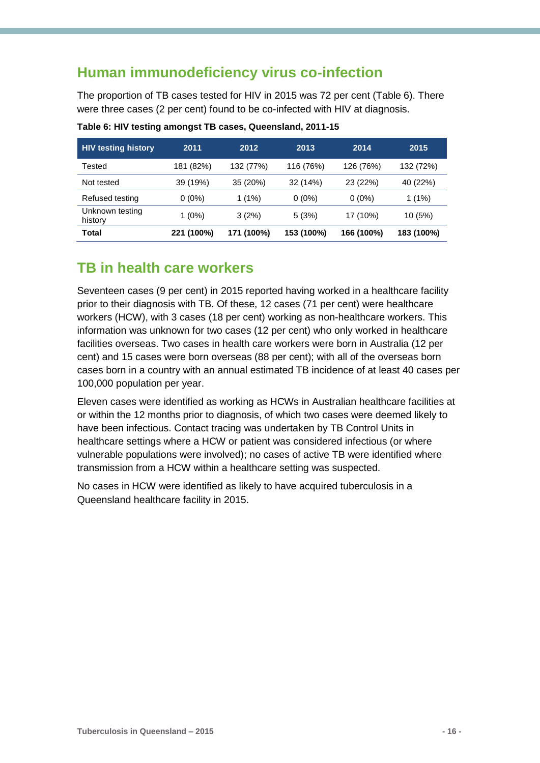## Human immunodeficiency virus co-infection

The proportion of TB cases tested for HIV in 2015 was 72 per cent (Table 6). There were three cases (2 per cent) found to be co-infected with HIV at diagnosis.

**Table 6: HIV testing amongst TB cases, Queensland, 2011-15**

| HIV testing history | 2011 | 2012 | 2013 | 2014 | 2015 |
|---|---|---|---|---|---|
| Tested | 181 (82%) | 132 (77%) | 116 (76%) | 126 (76%) | 132 (72%) |
| Not tested | 39 (19%) | 35 (20%) | 32 (14%) | 23 (22%) | 40 (22%) |
| Refused testing | 0 (0%) | 1 (1%) | 0 (0%) | 0 (0%) | 1 (1%) |
| Unknown testing history | 1 (0%) | 3 (2%) | 5 (3%) | 17 (10%) | 10 (5%) |
| **Total** | **221 (100%)** | **171 (100%)** | **153 (100%)** | **166 (100%)** | **183 (100%)** |

## TB in health care workers

Seventeen cases (9 per cent) in 2015 reported having worked in a healthcare facility prior to their diagnosis with TB. Of these, 12 cases (71 per cent) were healthcare workers (HCW), with 3 cases (18 per cent) working as non-healthcare workers. This information was unknown for two cases (12 per cent) who only worked in healthcare facilities overseas. Two cases in health care workers were born in Australia (12 per cent) and 15 cases were born overseas (88 per cent); with all of the overseas born cases born in a country with an annual estimated TB incidence of at least 40 cases per 100,000 population per year.

Eleven cases were identified as working as HCWs in Australian healthcare facilities at or within the 12 months prior to diagnosis, of which two cases were deemed likely to have been infectious. Contact tracing was undertaken by TB Control Units in healthcare settings where a HCW or patient was considered infectious (or where vulnerable populations were involved); no cases of active TB were identified where transmission from a HCW within a healthcare setting was suspected.

No cases in HCW were identified as likely to have acquired tuberculosis in a Queensland healthcare facility in 2015.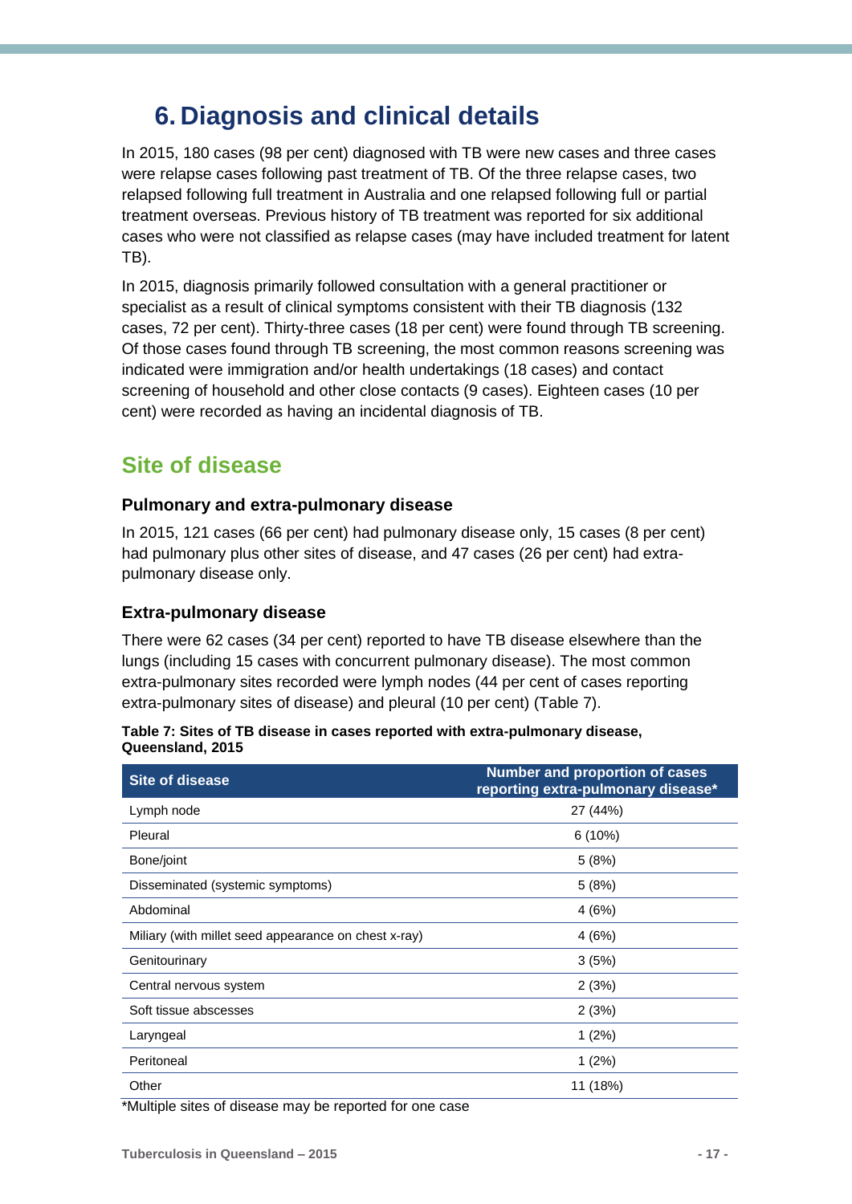# 6. Diagnosis and clinical details

In 2015, 180 cases (98 per cent) diagnosed with TB were new cases and three cases were relapse cases following past treatment of TB. Of the three relapse cases, two relapsed following full treatment in Australia and one relapsed following full or partial treatment overseas. Previous history of TB treatment was reported for six additional cases who were not classified as relapse cases (may have included treatment for latent TB).

In 2015, diagnosis primarily followed consultation with a general practitioner or specialist as a result of clinical symptoms consistent with their TB diagnosis (132 cases, 72 per cent). Thirty-three cases (18 per cent) were found through TB screening. Of those cases found through TB screening, the most common reasons screening was indicated were immigration and/or health undertakings (18 cases) and contact screening of household and other close contacts (9 cases). Eighteen cases (10 per cent) were recorded as having an incidental diagnosis of TB.

## Site of disease

### Pulmonary and extra-pulmonary disease

In 2015, 121 cases (66 per cent) had pulmonary disease only, 15 cases (8 per cent) had pulmonary plus other sites of disease, and 47 cases (26 per cent) had extra-pulmonary disease only.

### Extra-pulmonary disease

There were 62 cases (34 per cent) reported to have TB disease elsewhere than the lungs (including 15 cases with concurrent pulmonary disease). The most common extra-pulmonary sites recorded were lymph nodes (44 per cent of cases reporting extra-pulmonary sites of disease) and pleural (10 per cent) (Table 7).

**Table 7: Sites of TB disease in cases reported with extra-pulmonary disease, Queensland, 2015**

| Site of disease | Number and proportion of cases reporting extra-pulmonary disease* |
|---|---|
| Lymph node | 27 (44%) |
| Pleural | 6 (10%) |
| Bone/joint | 5 (8%) |
| Disseminated (systemic symptoms) | 5 (8%) |
| Abdominal | 4 (6%) |
| Miliary (with millet seed appearance on chest x-ray) | 4 (6%) |
| Genitourinary | 3 (5%) |
| Central nervous system | 2 (3%) |
| Soft tissue abscesses | 2 (3%) |
| Laryngeal | 1 (2%) |
| Peritoneal | 1 (2%) |
| Other | 11 (18%) |

*Multiple sites of disease may be reported for one case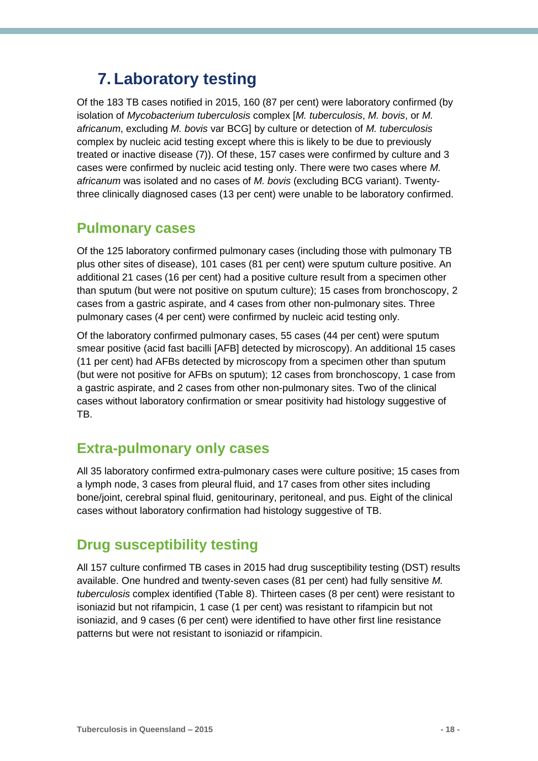# 7. Laboratory testing

Of the 183 TB cases notified in 2015, 160 (87 per cent) were laboratory confirmed (by isolation of *Mycobacterium tuberculosis* complex [*M. tuberculosis*, *M. bovis*, or *M. africanum*, excluding *M. bovis* var BCG] by culture or detection of *M. tuberculosis* complex by nucleic acid testing except where this is likely to be due to previously treated or inactive disease (7)). Of these, 157 cases were confirmed by culture and 3 cases were confirmed by nucleic acid testing only. There were two cases where *M. africanum* was isolated and no cases of *M. bovis* (excluding BCG variant). Twenty-three clinically diagnosed cases (13 per cent) were unable to be laboratory confirmed.

## Pulmonary cases

Of the 125 laboratory confirmed pulmonary cases (including those with pulmonary TB plus other sites of disease), 101 cases (81 per cent) were sputum culture positive. An additional 21 cases (16 per cent) had a positive culture result from a specimen other than sputum (but were not positive on sputum culture); 15 cases from bronchoscopy, 2 cases from a gastric aspirate, and 4 cases from other non-pulmonary sites. Three pulmonary cases (4 per cent) were confirmed by nucleic acid testing only.

Of the laboratory confirmed pulmonary cases, 55 cases (44 per cent) were sputum smear positive (acid fast bacilli [AFB] detected by microscopy). An additional 15 cases (11 per cent) had AFBs detected by microscopy from a specimen other than sputum (but were not positive for AFBs on sputum); 12 cases from bronchoscopy, 1 case from a gastric aspirate, and 2 cases from other non-pulmonary sites. Two of the clinical cases without laboratory confirmation or smear positivity had histology suggestive of TB.

## Extra-pulmonary only cases

All 35 laboratory confirmed extra-pulmonary cases were culture positive; 15 cases from a lymph node, 3 cases from pleural fluid, and 17 cases from other sites including bone/joint, cerebral spinal fluid, genitourinary, peritoneal, and pus. Eight of the clinical cases without laboratory confirmation had histology suggestive of TB.

## Drug susceptibility testing

All 157 culture confirmed TB cases in 2015 had drug susceptibility testing (DST) results available. One hundred and twenty-seven cases (81 per cent) had fully sensitive *M. tuberculosis* complex identified (Table 8). Thirteen cases (8 per cent) were resistant to isoniazid but not rifampicin, 1 case (1 per cent) was resistant to rifampicin but not isoniazid, and 9 cases (6 per cent) were identified to have other first line resistance patterns but were not resistant to isoniazid or rifampicin.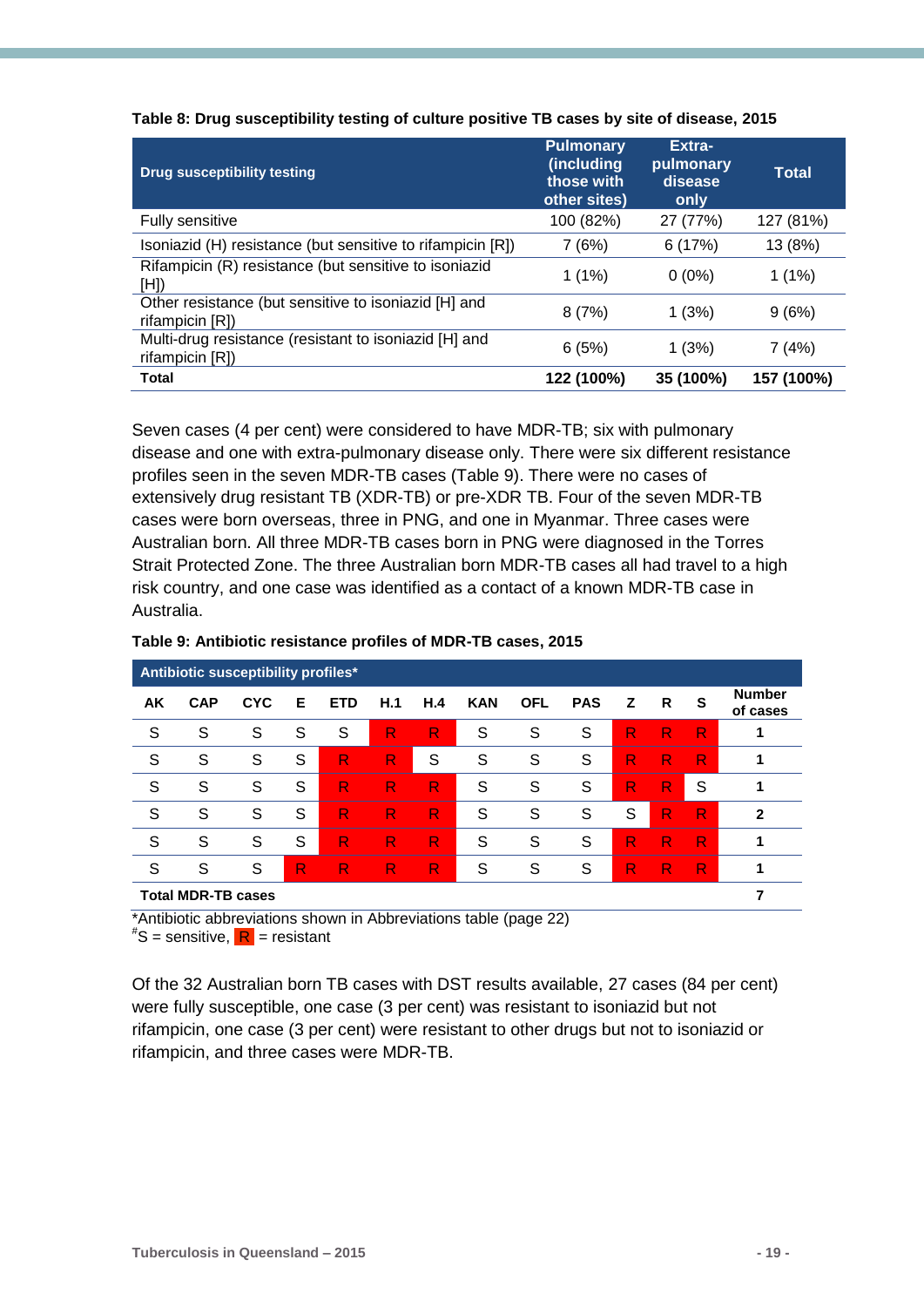**Table 8: Drug susceptibility testing of culture positive TB cases by site of disease, 2015**

| Drug susceptibility testing | Pulmonary (including those with other sites) | Extra-pulmonary disease only | Total |
|---|---|---|---|
| Fully sensitive | 100 (82%) | 27 (77%) | 127 (81%) |
| Isoniazid (H) resistance (but sensitive to rifampicin [R]) | 7 (6%) | 6 (17%) | 13 (8%) |
| Rifampicin (R) resistance (but sensitive to isoniazid [H]) | 1 (1%) | 0 (0%) | 1 (1%) |
| Other resistance (but sensitive to isoniazid [H] and rifampicin [R]) | 8 (7%) | 1 (3%) | 9 (6%) |
| Multi-drug resistance (resistant to isoniazid [H] and rifampicin [R]) | 6 (5%) | 1 (3%) | 7 (4%) |
| **Total** | **122 (100%)** | **35 (100%)** | **157 (100%)** |

Seven cases (4 per cent) were considered to have MDR-TB; six with pulmonary disease and one with extra-pulmonary disease only. There were six different resistance profiles seen in the seven MDR-TB cases (Table 9). There were no cases of extensively drug resistant TB (XDR-TB) or pre-XDR TB. Four of the seven MDR-TB cases were born overseas, three in PNG, and one in Myanmar. Three cases were Australian born. All three MDR-TB cases born in PNG were diagnosed in the Torres Strait Protected Zone. The three Australian born MDR-TB cases all had travel to a high risk country, and one case was identified as a contact of a known MDR-TB case in Australia.

**Table 9: Antibiotic resistance profiles of MDR-TB cases, 2015**

| Antibiotic susceptibility profiles* | | | | | | | | | | | | | |
|---|---|---|---|---|---|---|---|---|---|---|---|---|---|
| AK | CAP | CYC | E | ETD | H.1 | H.4 | KAN | OFL | PAS | Z | R | S | Number of cases |
| S | S | S | S | S | R | R | S | S | S | R | R | R | 1 |
| S | S | S | S | R | R | S | S | S | S | R | R | R | 1 |
| S | S | S | S | R | R | R | S | S | S | R | R | S | 1 |
| S | S | S | S | R | R | R | S | S | S | S | R | R | 2 |
| S | S | S | S | R | R | R | S | S | S | R | R | R | 1 |
| S | S | S | R | R | R | R | S | S | S | R | R | R | 1 |
| **Total MDR-TB cases** | | | | | | | | | | | | | **7** |

*Antibiotic abbreviations shown in Abbreviations table (page 22)
#S = sensitive, R = resistant

Of the 32 Australian born TB cases with DST results available, 27 cases (84 per cent) were fully susceptible, one case (3 per cent) was resistant to isoniazid but not rifampicin, one case (3 per cent) were resistant to other drugs but not to isoniazid or rifampicin, and three cases were MDR-TB.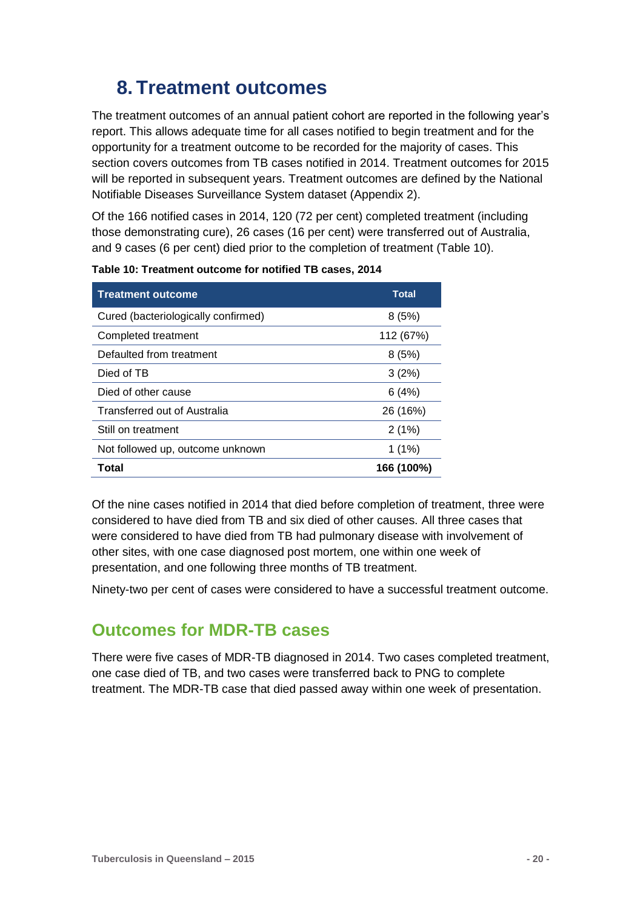# 8. Treatment outcomes

The treatment outcomes of an annual patient cohort are reported in the following year's report. This allows adequate time for all cases notified to begin treatment and for the opportunity for a treatment outcome to be recorded for the majority of cases. This section covers outcomes from TB cases notified in 2014. Treatment outcomes for 2015 will be reported in subsequent years. Treatment outcomes are defined by the National Notifiable Diseases Surveillance System dataset (Appendix 2).

Of the 166 notified cases in 2014, 120 (72 per cent) completed treatment (including those demonstrating cure), 26 cases (16 per cent) were transferred out of Australia, and 9 cases (6 per cent) died prior to the completion of treatment (Table 10).

**Table 10: Treatment outcome for notified TB cases, 2014**

| Treatment outcome | Total |
|---|---|
| Cured (bacteriologically confirmed) | 8 (5%) |
| Completed treatment | 112 (67%) |
| Defaulted from treatment | 8 (5%) |
| Died of TB | 3 (2%) |
| Died of other cause | 6 (4%) |
| Transferred out of Australia | 26 (16%) |
| Still on treatment | 2 (1%) |
| Not followed up, outcome unknown | 1 (1%) |
| **Total** | **166 (100%)** |

Of the nine cases notified in 2014 that died before completion of treatment, three were considered to have died from TB and six died of other causes. All three cases that were considered to have died from TB had pulmonary disease with involvement of other sites, with one case diagnosed post mortem, one within one week of presentation, and one following three months of TB treatment.

Ninety-two per cent of cases were considered to have a successful treatment outcome.

## Outcomes for MDR-TB cases

There were five cases of MDR-TB diagnosed in 2014. Two cases completed treatment, one case died of TB, and two cases were transferred back to PNG to complete treatment. The MDR-TB case that died passed away within one week of presentation.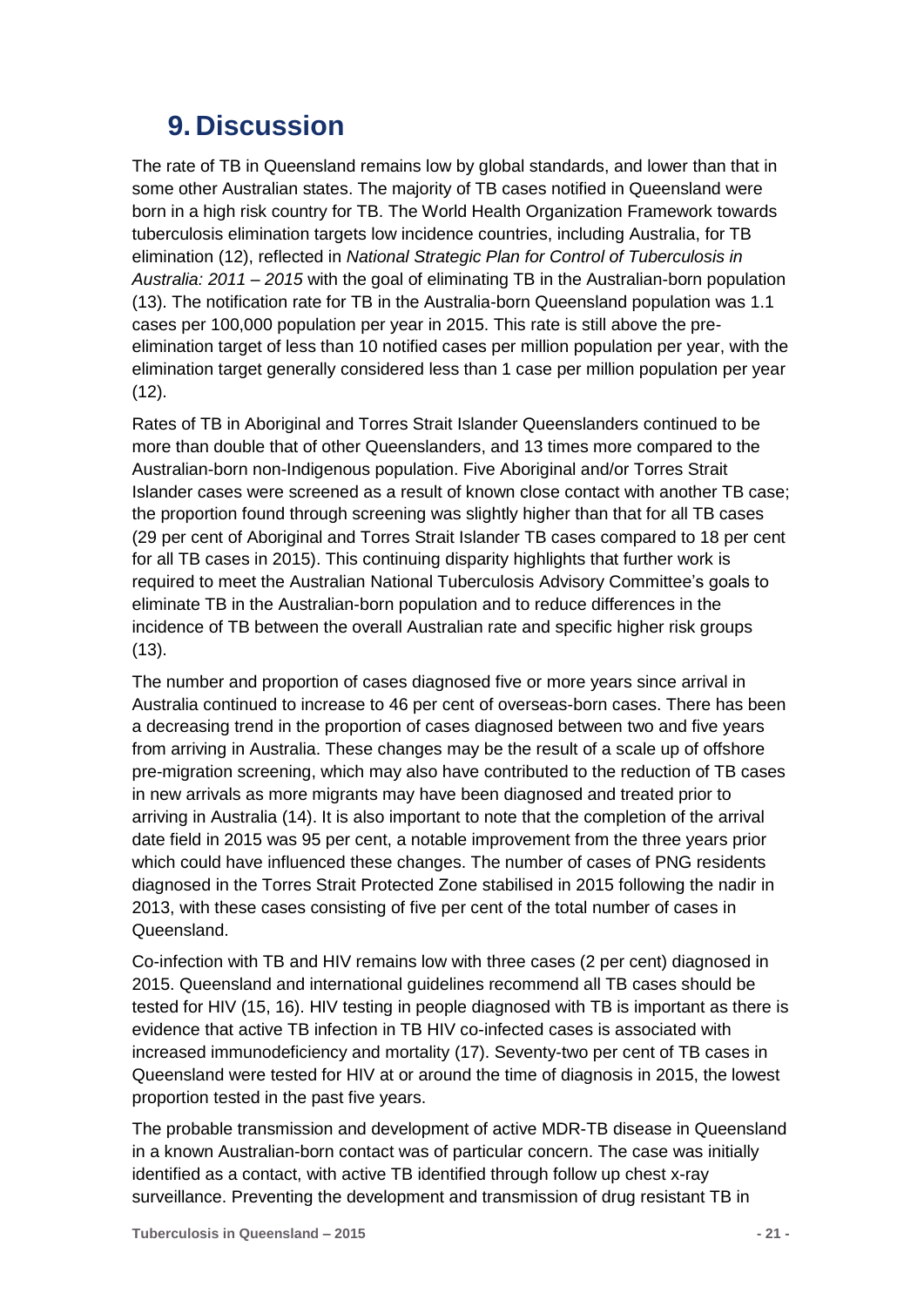# 9. Discussion

The rate of TB in Queensland remains low by global standards, and lower than that in some other Australian states. The majority of TB cases notified in Queensland were born in a high risk country for TB. The World Health Organization Framework towards tuberculosis elimination targets low incidence countries, including Australia, for TB elimination (12), reflected in *National Strategic Plan for Control of Tuberculosis in Australia: 2011 – 2015* with the goal of eliminating TB in the Australian-born population (13). The notification rate for TB in the Australia-born Queensland population was 1.1 cases per 100,000 population per year in 2015. This rate is still above the pre-elimination target of less than 10 notified cases per million population per year, with the elimination target generally considered less than 1 case per million population per year (12).

Rates of TB in Aboriginal and Torres Strait Islander Queenslanders continued to be more than double that of other Queenslanders, and 13 times more compared to the Australian-born non-Indigenous population. Five Aboriginal and/or Torres Strait Islander cases were screened as a result of known close contact with another TB case; the proportion found through screening was slightly higher than that for all TB cases (29 per cent of Aboriginal and Torres Strait Islander TB cases compared to 18 per cent for all TB cases in 2015). This continuing disparity highlights that further work is required to meet the Australian National Tuberculosis Advisory Committee's goals to eliminate TB in the Australian-born population and to reduce differences in the incidence of TB between the overall Australian rate and specific higher risk groups (13).

The number and proportion of cases diagnosed five or more years since arrival in Australia continued to increase to 46 per cent of overseas-born cases. There has been a decreasing trend in the proportion of cases diagnosed between two and five years from arriving in Australia. These changes may be the result of a scale up of offshore pre-migration screening, which may also have contributed to the reduction of TB cases in new arrivals as more migrants may have been diagnosed and treated prior to arriving in Australia (14). It is also important to note that the completion of the arrival date field in 2015 was 95 per cent, a notable improvement from the three years prior which could have influenced these changes. The number of cases of PNG residents diagnosed in the Torres Strait Protected Zone stabilised in 2015 following the nadir in 2013, with these cases consisting of five per cent of the total number of cases in Queensland.

Co-infection with TB and HIV remains low with three cases (2 per cent) diagnosed in 2015. Queensland and international guidelines recommend all TB cases should be tested for HIV (15, 16). HIV testing in people diagnosed with TB is important as there is evidence that active TB infection in TB HIV co-infected cases is associated with increased immunodeficiency and mortality (17). Seventy-two per cent of TB cases in Queensland were tested for HIV at or around the time of diagnosis in 2015, the lowest proportion tested in the past five years.

The probable transmission and development of active MDR-TB disease in Queensland in a known Australian-born contact was of particular concern. The case was initially identified as a contact, with active TB identified through follow up chest x-ray surveillance. Preventing the development and transmission of drug resistant TB in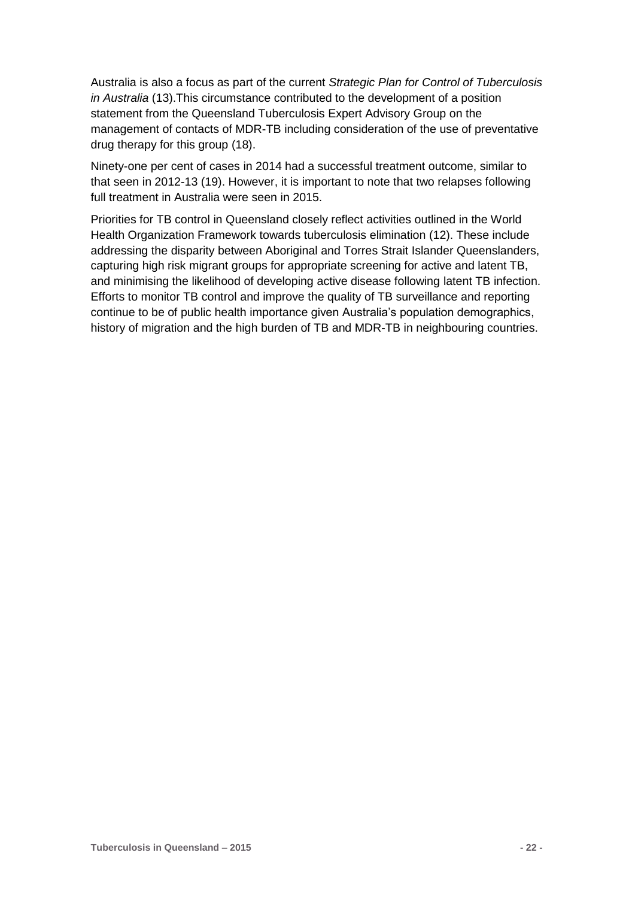Australia is also a focus as part of the current *Strategic Plan for Control of Tuberculosis in Australia* (13).This circumstance contributed to the development of a position statement from the Queensland Tuberculosis Expert Advisory Group on the management of contacts of MDR-TB including consideration of the use of preventative drug therapy for this group (18).

Ninety-one per cent of cases in 2014 had a successful treatment outcome, similar to that seen in 2012-13 (19). However, it is important to note that two relapses following full treatment in Australia were seen in 2015.

Priorities for TB control in Queensland closely reflect activities outlined in the World Health Organization Framework towards tuberculosis elimination (12). These include addressing the disparity between Aboriginal and Torres Strait Islander Queenslanders, capturing high risk migrant groups for appropriate screening for active and latent TB, and minimising the likelihood of developing active disease following latent TB infection. Efforts to monitor TB control and improve the quality of TB surveillance and reporting continue to be of public health importance given Australia's population demographics, history of migration and the high burden of TB and MDR-TB in neighbouring countries.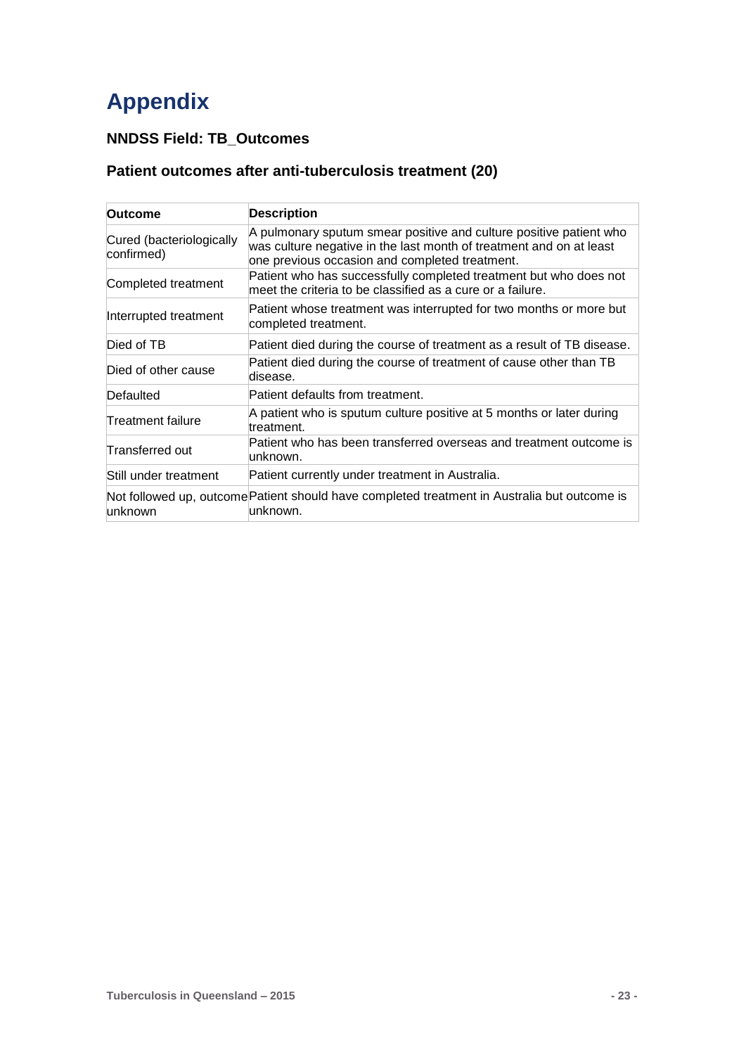# Appendix

### NNDSS Field: TB_Outcomes

### Patient outcomes after anti-tuberculosis treatment (20)

| Outcome | Description |
|---|---|
| Cured (bacteriologically confirmed) | A pulmonary sputum smear positive and culture positive patient who was culture negative in the last month of treatment and on at least one previous occasion and completed treatment. |
| Completed treatment | Patient who has successfully completed treatment but who does not meet the criteria to be classified as a cure or a failure. |
| Interrupted treatment | Patient whose treatment was interrupted for two months or more but completed treatment. |
| Died of TB | Patient died during the course of treatment as a result of TB disease. |
| Died of other cause | Patient died during the course of treatment of cause other than TB disease. |
| Defaulted | Patient defaults from treatment. |
| Treatment failure | A patient who is sputum culture positive at 5 months or later during treatment. |
| Transferred out | Patient who has been transferred overseas and treatment outcome is unknown. |
| Still under treatment | Patient currently under treatment in Australia. |
| Not followed up, outcome unknown | Patient should have completed treatment in Australia but outcome is unknown. |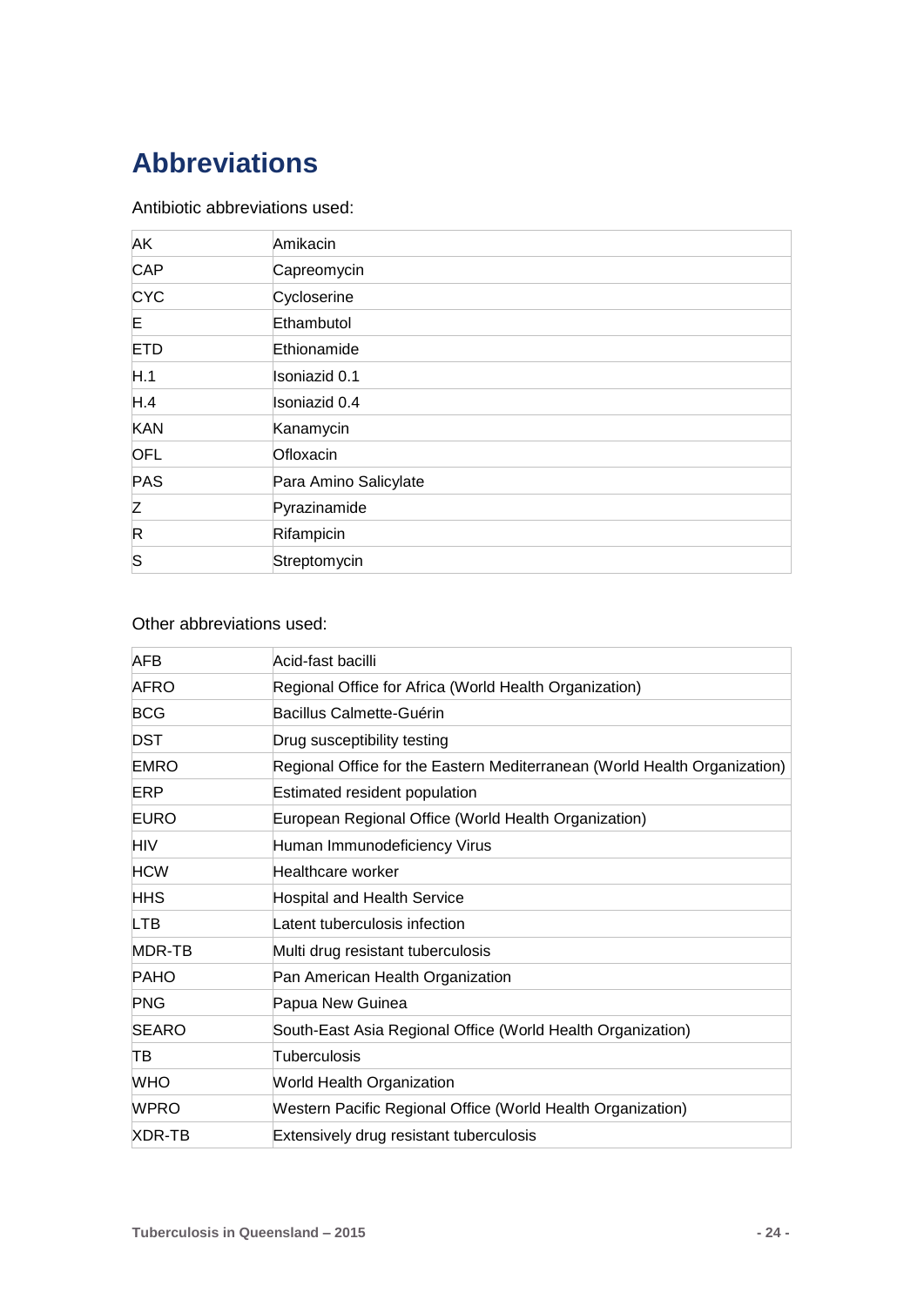# Abbreviations

Antibiotic abbreviations used:

| | |
|---|---|
| AK | Amikacin |
| CAP | Capreomycin |
| CYC | Cycloserine |
| E | Ethambutol |
| ETD | Ethionamide |
| H.1 | Isoniazid 0.1 |
| H.4 | Isoniazid 0.4 |
| KAN | Kanamycin |
| OFL | Ofloxacin |
| PAS | Para Amino Salicylate |
| Z | Pyrazinamide |
| R | Rifampicin |
| S | Streptomycin |

Other abbreviations used:

| | |
|---|---|
| AFB | Acid-fast bacilli |
| AFRO | Regional Office for Africa (World Health Organization) |
| BCG | Bacillus Calmette-Guérin |
| DST | Drug susceptibility testing |
| EMRO | Regional Office for the Eastern Mediterranean (World Health Organization) |
| ERP | Estimated resident population |
| EURO | European Regional Office (World Health Organization) |
| HIV | Human Immunodeficiency Virus |
| HCW | Healthcare worker |
| HHS | Hospital and Health Service |
| LTB | Latent tuberculosis infection |
| MDR-TB | Multi drug resistant tuberculosis |
| PAHO | Pan American Health Organization |
| PNG | Papua New Guinea |
| SEARO | South-East Asia Regional Office (World Health Organization) |
| TB | Tuberculosis |
| WHO | World Health Organization |
| WPRO | Western Pacific Regional Office (World Health Organization) |
| XDR-TB | Extensively drug resistant tuberculosis |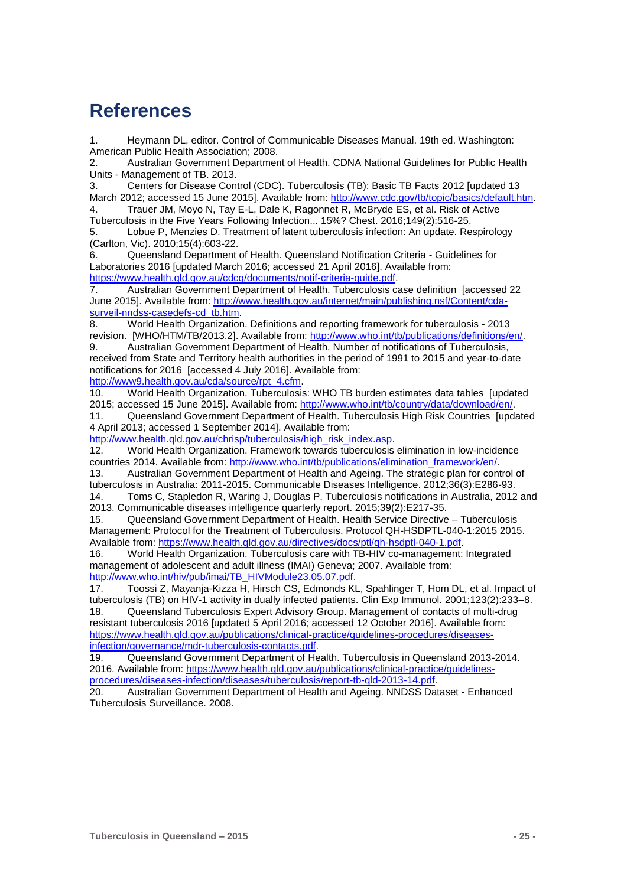# References

1. Heymann DL, editor. Control of Communicable Diseases Manual. 19th ed. Washington: American Public Health Association; 2008.
2. Australian Government Department of Health. CDNA National Guidelines for Public Health Units - Management of TB. 2013.
3. Centers for Disease Control (CDC). Tuberculosis (TB): Basic TB Facts 2012 [updated 13 March 2012; accessed 15 June 2015]. Available from: http://www.cdc.gov/tb/topic/basics/default.htm.
4. Trauer JM, Moyo N, Tay E-L, Dale K, Ragonnet R, McBryde ES, et al. Risk of Active Tuberculosis in the Five Years Following Infection... 15%? Chest. 2016;149(2):516-25.
5. Lobue P, Menzies D. Treatment of latent tuberculosis infection: An update. Respirology (Carlton, Vic). 2010;15(4):603-22.
6. Queensland Department of Health. Queensland Notification Criteria - Guidelines for Laboratories 2016 [updated March 2016; accessed 21 April 2016]. Available from: https://www.health.qld.gov.au/cdcg/documents/notif-criteria-guide.pdf.
7. Australian Government Department of Health. Tuberculosis case definition [accessed 22 June 2015]. Available from: http://www.health.gov.au/internet/main/publishing.nsf/Content/cda-surveil-nndss-casedefs-cd_tb.htm.
8. World Health Organization. Definitions and reporting framework for tuberculosis - 2013 revision. [WHO/HTM/TB/2013.2]. Available from: http://www.who.int/tb/publications/definitions/en/.
9. Australian Government Department of Health. Number of notifications of Tuberculosis, received from State and Territory health authorities in the period of 1991 to 2015 and year-to-date notifications for 2016 [accessed 4 July 2016]. Available from: http://www9.health.gov.au/cda/source/rpt_4.cfm.
10. World Health Organization. Tuberculosis: WHO TB burden estimates data tables [updated 2015; accessed 15 June 2015]. Available from: http://www.who.int/tb/country/data/download/en/.
11. Queensland Government Department of Health. Tuberculosis High Risk Countries [updated 4 April 2013; accessed 1 September 2014]. Available from: http://www.health.qld.gov.au/chrisp/tuberculosis/high_risk_index.asp.
12. World Health Organization. Framework towards tuberculosis elimination in low-incidence countries 2014. Available from: http://www.who.int/tb/publications/elimination_framework/en/.
13. Australian Government Department of Health and Ageing. The strategic plan for control of tuberculosis in Australia: 2011-2015. Communicable Diseases Intelligence. 2012;36(3):E286-93.
14. Toms C, Stapledon R, Waring J, Douglas P. Tuberculosis notifications in Australia, 2012 and 2013. Communicable diseases intelligence quarterly report. 2015;39(2):E217-35.
15. Queensland Government Department of Health. Health Service Directive – Tuberculosis Management: Protocol for the Treatment of Tuberculosis. Protocol QH-HSDPTL-040-1:2015 2015. Available from: https://www.health.qld.gov.au/directives/docs/ptl/qh-hsdptl-040-1.pdf.
16. World Health Organization. Tuberculosis care with TB-HIV co-management: Integrated management of adolescent and adult illness (IMAI) Geneva; 2007. Available from: http://www.who.int/hiv/pub/imai/TB_HIVModule23.05.07.pdf.
17. Toossi Z, Mayanja-Kizza H, Hirsch CS, Edmonds KL, Spahlinger T, Hom DL, et al. Impact of tuberculosis (TB) on HIV-1 activity in dually infected patients. Clin Exp Immunol. 2001;123(2):233–8.
18. Queensland Tuberculosis Expert Advisory Group. Management of contacts of multi-drug resistant tuberculosis 2016 [updated 5 April 2016; accessed 12 October 2016]. Available from: https://www.health.qld.gov.au/publications/clinical-practice/guidelines-procedures/diseases-infection/governance/mdr-tuberculosis-contacts.pdf.
19. Queensland Government Department of Health. Tuberculosis in Queensland 2013-2014. 2016. Available from: https://www.health.qld.gov.au/publications/clinical-practice/guidelines-procedures/diseases-infection/diseases/tuberculosis/report-tb-qld-2013-14.pdf.
20. Australian Government Department of Health and Ageing. NNDSS Dataset - Enhanced Tuberculosis Surveillance. 2008.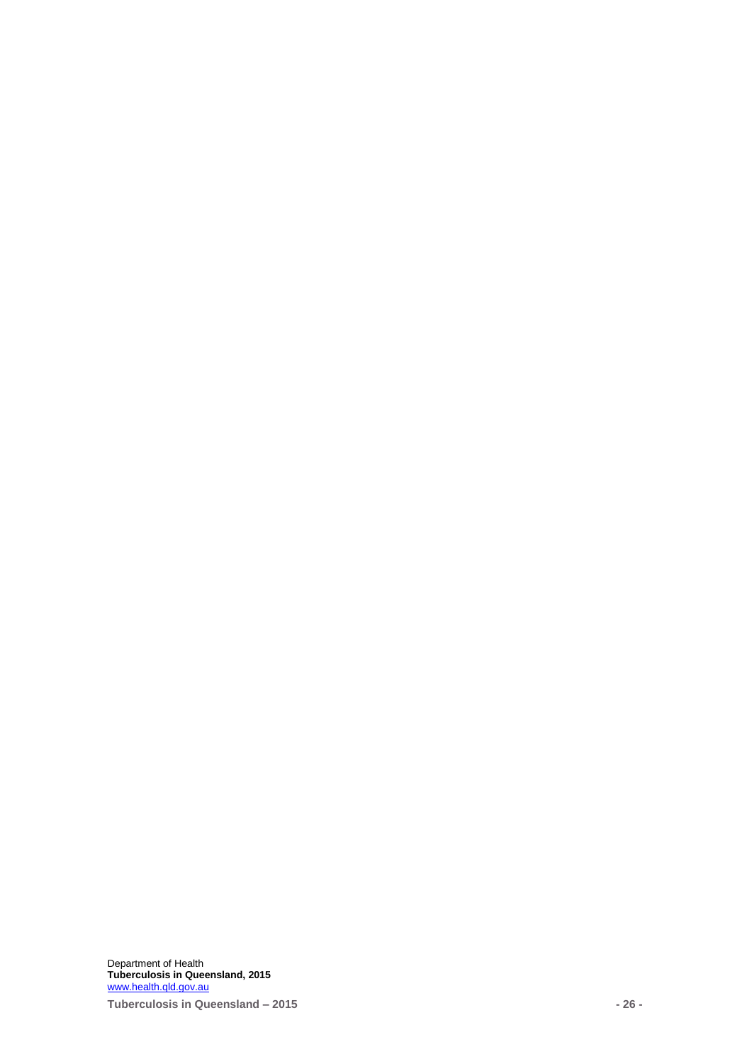Department of Health
**Tuberculosis in Queensland, 2015**
www.health.qld.gov.au